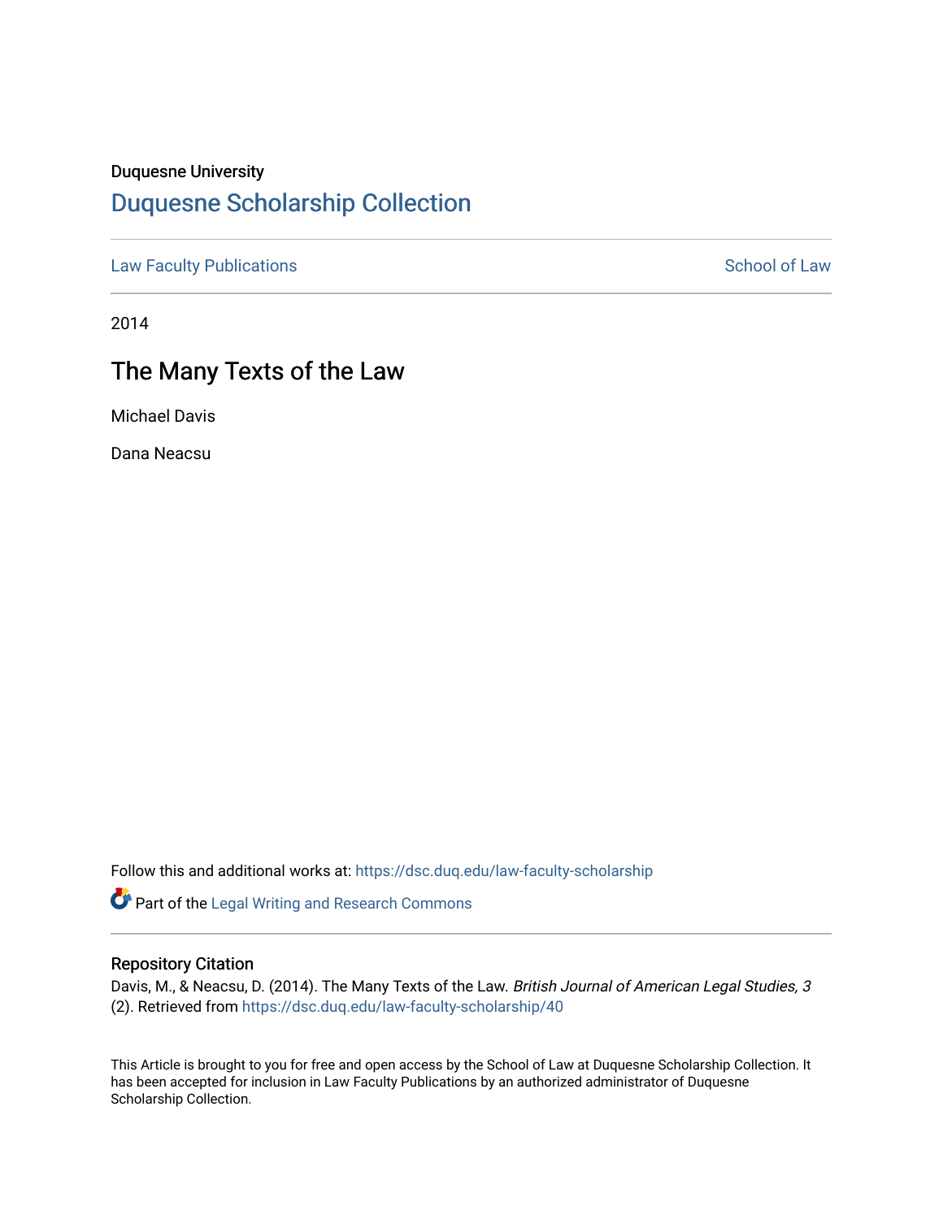Duquesne University

# Duquesne Scholarship Collection

Law Faculty Publications

School of Law

2014

## The Many Texts of the Law

Michael Davis

Dana Neacsu

Follow this and additional works at: https://dsc.duq.edu/law-faculty-scholarship

Part of the Legal Writing and Research Commons

### Repository Citation

Davis, M., & Neacsu, D. (2014). The Many Texts of the Law. *British Journal of American Legal Studies, 3* (2). Retrieved from https://dsc.duq.edu/law-faculty-scholarship/40

This Article is brought to you for free and open access by the School of Law at Duquesne Scholarship Collection. It has been accepted for inclusion in Law Faculty Publications by an authorized administrator of Duquesne Scholarship Collection.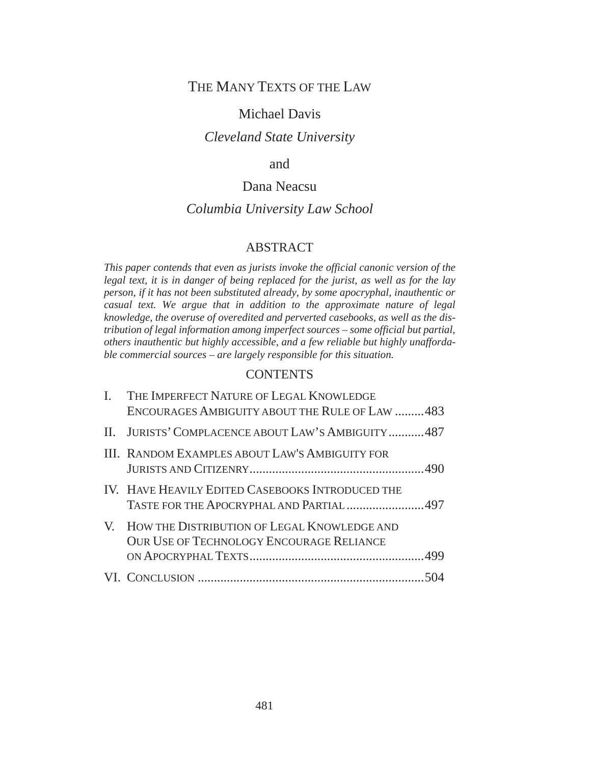# THE MANY TEXTS OF THE LAW

Michael Davis

*Cleveland State University*

and

Dana Neacsu

*Columbia University Law School*

## ABSTRACT

*This paper contends that even as jurists invoke the official canonic version of the legal text, it is in danger of being replaced for the jurist, as well as for the lay person, if it has not been substituted already, by some apocryphal, inauthentic or casual text. We argue that in addition to the approximate nature of legal knowledge, the overuse of overedited and perverted casebooks, as well as the distribution of legal information among imperfect sources – some official but partial, others inauthentic but highly accessible, and a few reliable but highly unaffordable commercial sources – are largely responsible for this situation.*

## CONTENTS

I. THE IMPERFECT NATURE OF LEGAL KNOWLEDGE ENCOURAGES AMBIGUITY ABOUT THE RULE OF LAW .........483

II. JURISTS' COMPLACENCE ABOUT LAW'S AMBIGUITY...........487

III. RANDOM EXAMPLES ABOUT LAW'S AMBIGUITY FOR JURISTS AND CITIZENRY......................................................490

IV. HAVE HEAVILY EDITED CASEBOOKS INTRODUCED THE TASTE FOR THE APOCRYPHAL AND PARTIAL........................497

V. HOW THE DISTRIBUTION OF LEGAL KNOWLEDGE AND OUR USE OF TECHNOLOGY ENCOURAGE RELIANCE ON APOCRYPHAL TEXTS......................................................499

VI. CONCLUSION .....................................................................504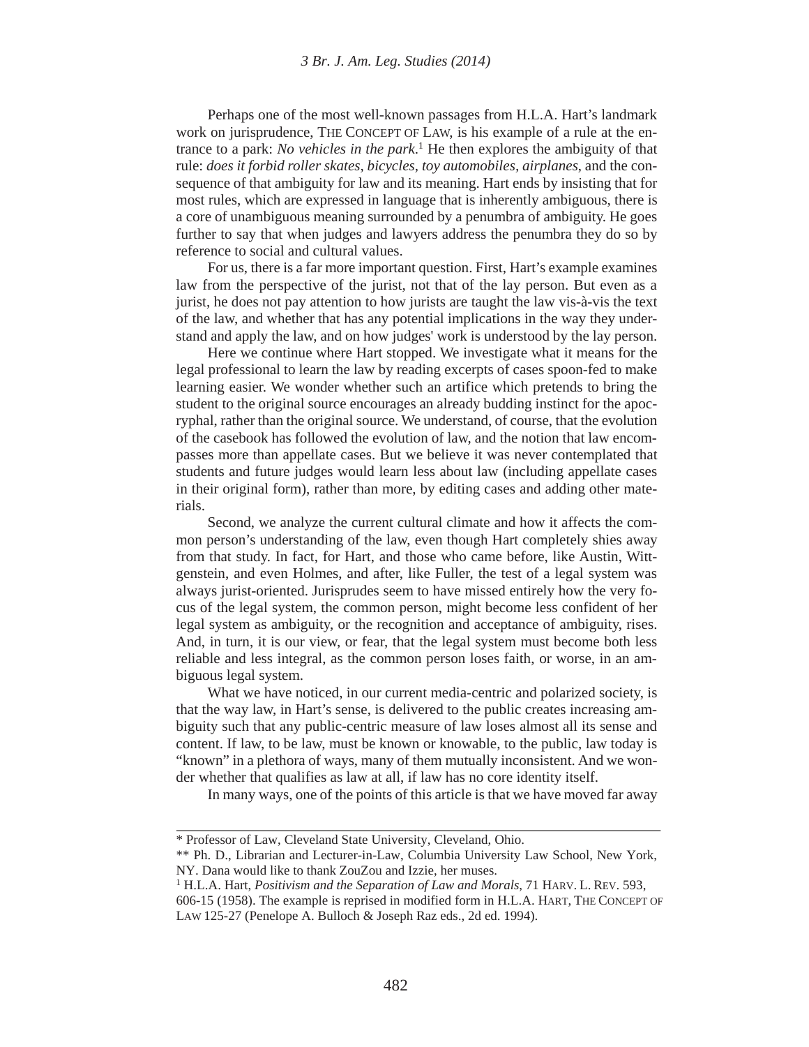Perhaps one of the most well-known passages from H.L.A. Hart's landmark work on jurisprudence, THE CONCEPT OF LAW, is his example of a rule at the entrance to a park: *No vehicles in the park*.[1] He then explores the ambiguity of that rule: *does it forbid roller skates, bicycles, toy automobiles, airplanes*, and the consequence of that ambiguity for law and its meaning. Hart ends by insisting that for most rules, which are expressed in language that is inherently ambiguous, there is a core of unambiguous meaning surrounded by a penumbra of ambiguity. He goes further to say that when judges and lawyers address the penumbra they do so by reference to social and cultural values.

For us, there is a far more important question. First, Hart's example examines law from the perspective of the jurist, not that of the lay person. But even as a jurist, he does not pay attention to how jurists are taught the law vis-à-vis the text of the law, and whether that has any potential implications in the way they understand and apply the law, and on how judges' work is understood by the lay person.

Here we continue where Hart stopped. We investigate what it means for the legal professional to learn the law by reading excerpts of cases spoon-fed to make learning easier. We wonder whether such an artifice which pretends to bring the student to the original source encourages an already budding instinct for the apocryphal, rather than the original source. We understand, of course, that the evolution of the casebook has followed the evolution of law, and the notion that law encompasses more than appellate cases. But we believe it was never contemplated that students and future judges would learn less about law (including appellate cases in their original form), rather than more, by editing cases and adding other materials.

Second, we analyze the current cultural climate and how it affects the common person's understanding of the law, even though Hart completely shies away from that study. In fact, for Hart, and those who came before, like Austin, Wittgenstein, and even Holmes, and after, like Fuller, the test of a legal system was always jurist-oriented. Jurisprudes seem to have missed entirely how the very focus of the legal system, the common person, might become less confident of her legal system as ambiguity, or the recognition and acceptance of ambiguity, rises. And, in turn, it is our view, or fear, that the legal system must become both less reliable and less integral, as the common person loses faith, or worse, in an ambiguous legal system.

What we have noticed, in our current media-centric and polarized society, is that the way law, in Hart's sense, is delivered to the public creates increasing ambiguity such that any public-centric measure of law loses almost all its sense and content. If law, to be law, must be known or knowable, to the public, law today is "known" in a plethora of ways, many of them mutually inconsistent. And we wonder whether that qualifies as law at all, if law has no core identity itself.

In many ways, one of the points of this article is that we have moved far away

---

\* Professor of Law, Cleveland State University, Cleveland, Ohio.

\*\* Ph. D., Librarian and Lecturer-in-Law, Columbia University Law School, New York, NY. Dana would like to thank ZouZou and Izzie, her muses.

[1] H.L.A. Hart, *Positivism and the Separation of Law and Morals*, 71 HARV. L. REV. 593, 606-15 (1958). The example is reprised in modified form in H.L.A. HART, THE CONCEPT OF LAW 125-27 (Penelope A. Bulloch & Joseph Raz eds., 2d ed. 1994).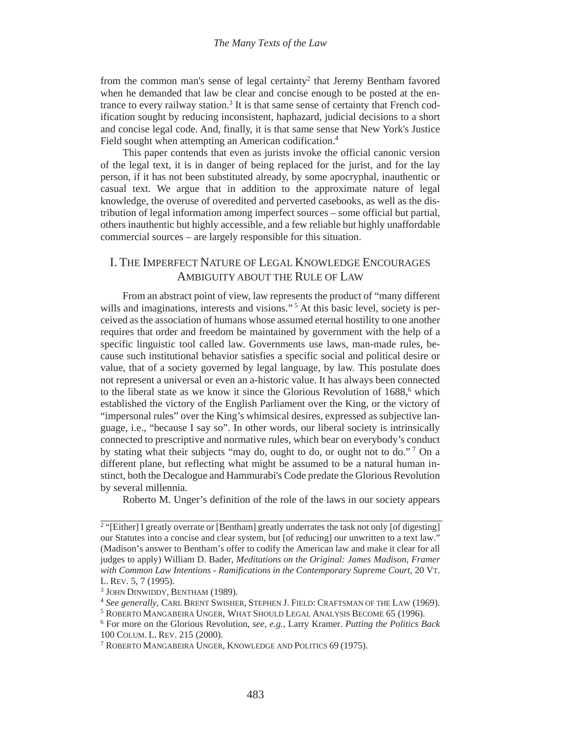from the common man's sense of legal certainty[2] that Jeremy Bentham favored when he demanded that law be clear and concise enough to be posted at the entrance to every railway station.[3] It is that same sense of certainty that French codification sought by reducing inconsistent, haphazard, judicial decisions to a short and concise legal code. And, finally, it is that same sense that New York's Justice Field sought when attempting an American codification.[4]

This paper contends that even as jurists invoke the official canonic version of the legal text, it is in danger of being replaced for the jurist, and for the lay person, if it has not been substituted already, by some apocryphal, inauthentic or casual text. We argue that in addition to the approximate nature of legal knowledge, the overuse of overedited and perverted casebooks, as well as the distribution of legal information among imperfect sources – some official but partial, others inauthentic but highly accessible, and a few reliable but highly unaffordable commercial sources – are largely responsible for this situation.

## I. The Imperfect Nature of Legal Knowledge Encourages Ambiguity about the Rule of Law

From an abstract point of view, law represents the product of "many different wills and imaginations, interests and visions." [5] At this basic level, society is perceived as the association of humans whose assumed eternal hostility to one another requires that order and freedom be maintained by government with the help of a specific linguistic tool called law. Governments use laws, man-made rules, because such institutional behavior satisfies a specific social and political desire or value, that of a society governed by legal language, by law. This postulate does not represent a universal or even an a-historic value. It has always been connected to the liberal state as we know it since the Glorious Revolution of 1688,[6] which established the victory of the English Parliament over the King, or the victory of "impersonal rules" over the King's whimsical desires, expressed as subjective language, i.e., "because I say so". In other words, our liberal society is intrinsically connected to prescriptive and normative rules, which bear on everybody's conduct by stating what their subjects "may do, ought to do, or ought not to do." [7] On a different plane, but reflecting what might be assumed to be a natural human instinct, both the Decalogue and Hammurabi's Code predate the Glorious Revolution by several millennia.

Roberto M. Unger's definition of the role of the laws in our society appears

---

[2] "[Either] I greatly overrate or [Bentham] greatly underrates the task not only [of digesting] our Statutes into a concise and clear system, but [of reducing] our unwritten to a text law." (Madison's answer to Bentham's offer to codify the American law and make it clear for all judges to apply) William D. Bader, *Meditations on the Original: James Madison, Framer with Common Law Intentions - Ramifications in the Contemporary Supreme Court*, 20 Vt. L. Rev. 5, 7 (1995).

[3] John Dinwiddy, Bentham (1989).

[4] *See generally*, Carl Brent Swisher, Stephen J. Field: Craftsman of the Law (1969).

[5] Roberto Mangabeira Unger, What Should Legal Analysis Become 65 (1996).

[6] For more on the Glorious Revolution, *see, e.g.*, Larry Kramer. *Putting the Politics Back* 100 Colum. L. Rev. 215 (2000).

[7] Roberto Mangabeira Unger, Knowledge and Politics 69 (1975).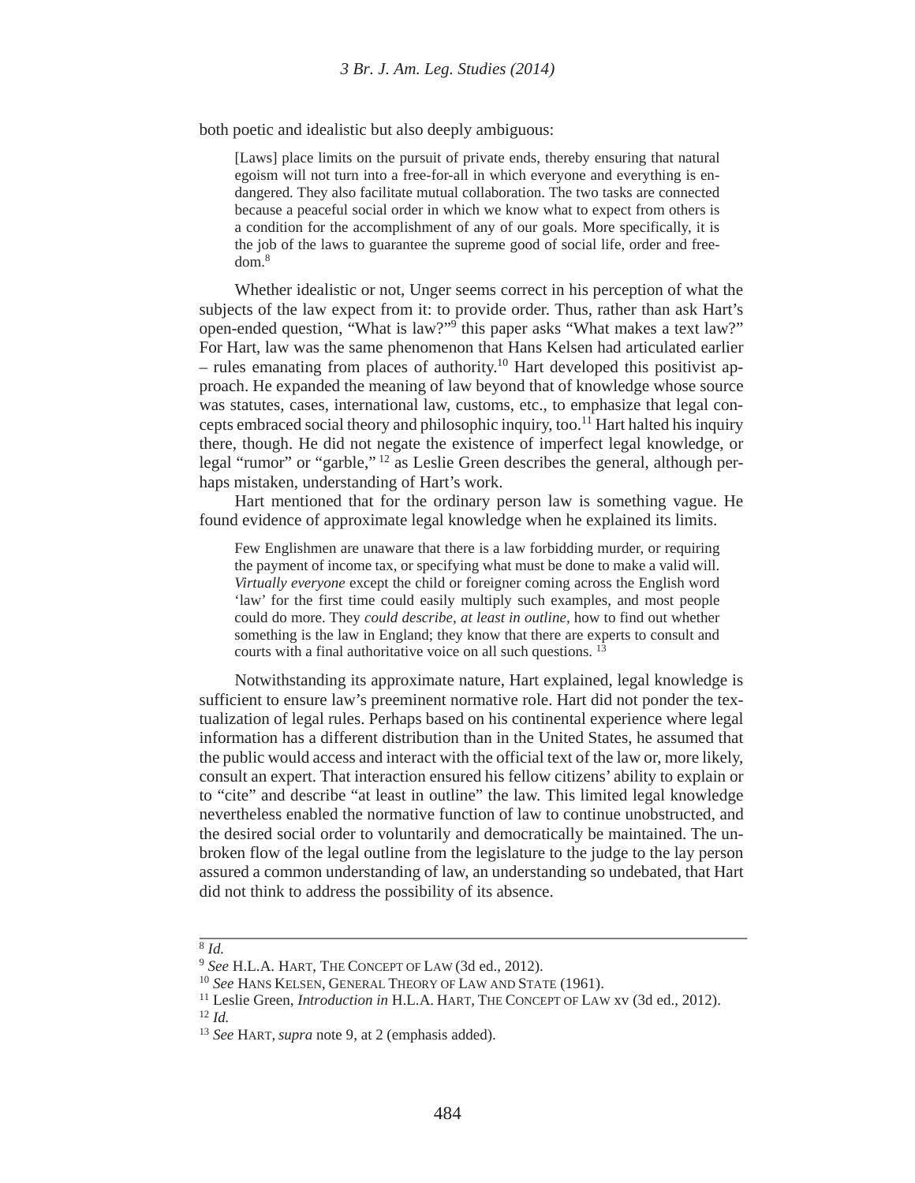both poetic and idealistic but also deeply ambiguous:

> [Laws] place limits on the pursuit of private ends, thereby ensuring that natural egoism will not turn into a free-for-all in which everyone and everything is endangered. They also facilitate mutual collaboration. The two tasks are connected because a peaceful social order in which we know what to expect from others is a condition for the accomplishment of any of our goals. More specifically, it is the job of the laws to guarantee the supreme good of social life, order and freedom.[8]

Whether idealistic or not, Unger seems correct in his perception of what the subjects of the law expect from it: to provide order. Thus, rather than ask Hart's open-ended question, "What is law?"[9] this paper asks "What makes a text law?" For Hart, law was the same phenomenon that Hans Kelsen had articulated earlier – rules emanating from places of authority.[10] Hart developed this positivist approach. He expanded the meaning of law beyond that of knowledge whose source was statutes, cases, international law, customs, etc., to emphasize that legal concepts embraced social theory and philosophic inquiry, too.[11] Hart halted his inquiry there, though. He did not negate the existence of imperfect legal knowledge, or legal "rumor" or "garble,"[12] as Leslie Green describes the general, although perhaps mistaken, understanding of Hart's work.

Hart mentioned that for the ordinary person law is something vague. He found evidence of approximate legal knowledge when he explained its limits.

> Few Englishmen are unaware that there is a law forbidding murder, or requiring the payment of income tax, or specifying what must be done to make a valid will. *Virtually everyone* except the child or foreigner coming across the English word 'law' for the first time could easily multiply such examples, and most people could do more. They *could describe, at least in outline,* how to find out whether something is the law in England; they know that there are experts to consult and courts with a final authoritative voice on all such questions.[13]

Notwithstanding its approximate nature, Hart explained, legal knowledge is sufficient to ensure law's preeminent normative role. Hart did not ponder the textualization of legal rules. Perhaps based on his continental experience where legal information has a different distribution than in the United States, he assumed that the public would access and interact with the official text of the law or, more likely, consult an expert. That interaction ensured his fellow citizens' ability to explain or to "cite" and describe "at least in outline" the law. This limited legal knowledge nevertheless enabled the normative function of law to continue unobstructed, and the desired social order to voluntarily and democratically be maintained. The unbroken flow of the legal outline from the legislature to the judge to the lay person assured a common understanding of law, an understanding so undebated, that Hart did not think to address the possibility of its absence.

---

[8] *Id.*

[9] *See* H.L.A. Hart, The Concept of Law (3d ed., 2012).

[10] *See* Hans Kelsen, General Theory of Law and State (1961).

[11] Leslie Green, *Introduction in* H.L.A. Hart, The Concept of Law xv (3d ed., 2012).

[12] *Id.*

[13] *See* Hart, *supra* note 9, at 2 (emphasis added).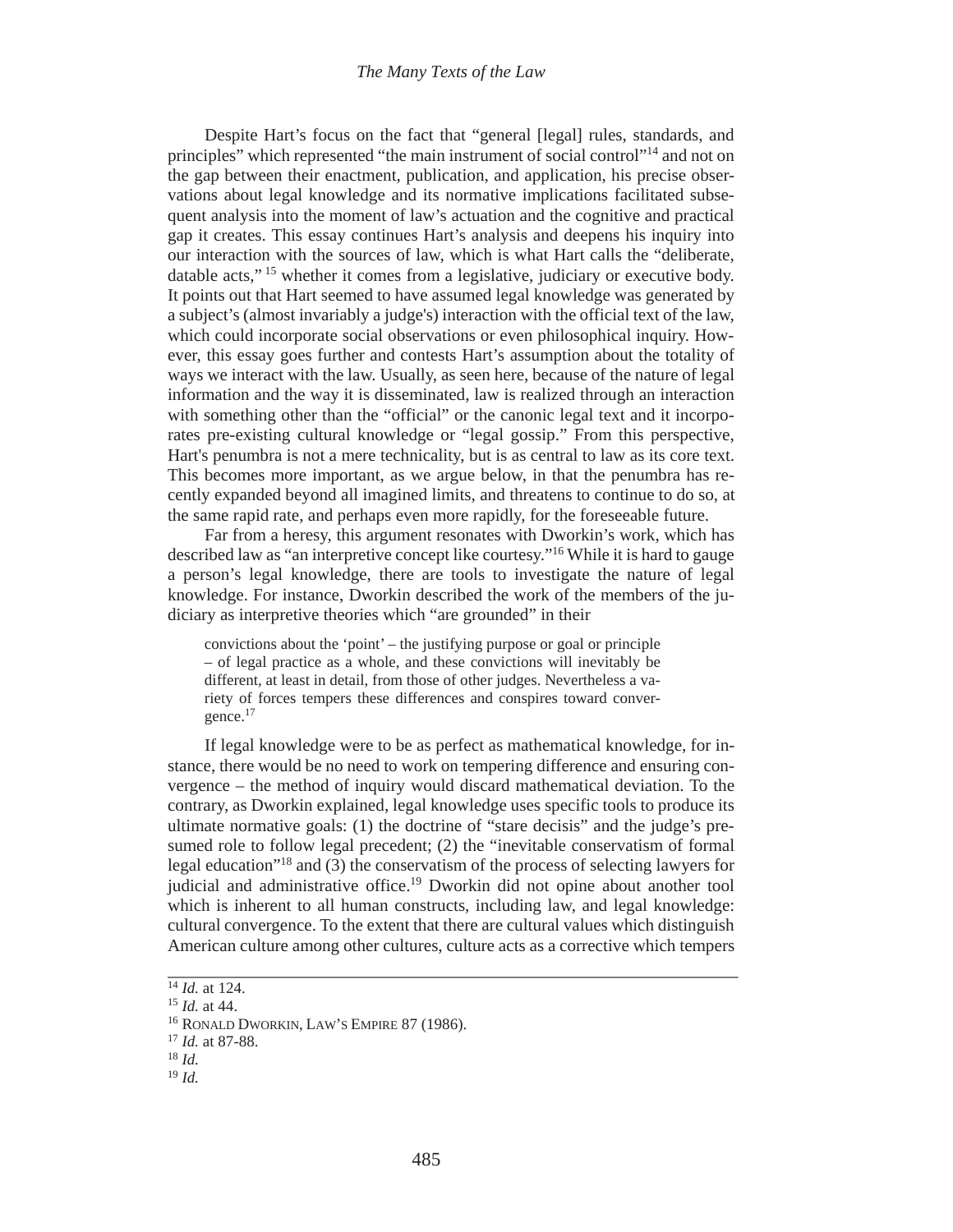Despite Hart's focus on the fact that "general [legal] rules, standards, and principles" which represented "the main instrument of social control"[14] and not on the gap between their enactment, publication, and application, his precise observations about legal knowledge and its normative implications facilitated subsequent analysis into the moment of law's actuation and the cognitive and practical gap it creates. This essay continues Hart's analysis and deepens his inquiry into our interaction with the sources of law, which is what Hart calls the "deliberate, datable acts,"[15] whether it comes from a legislative, judiciary or executive body. It points out that Hart seemed to have assumed legal knowledge was generated by a subject's (almost invariably a judge's) interaction with the official text of the law, which could incorporate social observations or even philosophical inquiry. However, this essay goes further and contests Hart's assumption about the totality of ways we interact with the law. Usually, as seen here, because of the nature of legal information and the way it is disseminated, law is realized through an interaction with something other than the "official" or the canonic legal text and it incorporates pre-existing cultural knowledge or "legal gossip." From this perspective, Hart's penumbra is not a mere technicality, but is as central to law as its core text. This becomes more important, as we argue below, in that the penumbra has recently expanded beyond all imagined limits, and threatens to continue to do so, at the same rapid rate, and perhaps even more rapidly, for the foreseeable future.

Far from a heresy, this argument resonates with Dworkin's work, which has described law as "an interpretive concept like courtesy."[16] While it is hard to gauge a person's legal knowledge, there are tools to investigate the nature of legal knowledge. For instance, Dworkin described the work of the members of the judiciary as interpretive theories which "are grounded" in their

> convictions about the 'point' – the justifying purpose or goal or principle – of legal practice as a whole, and these convictions will inevitably be different, at least in detail, from those of other judges. Nevertheless a variety of forces tempers these differences and conspires toward convergence.[17]

If legal knowledge were to be as perfect as mathematical knowledge, for instance, there would be no need to work on tempering difference and ensuring convergence – the method of inquiry would discard mathematical deviation. To the contrary, as Dworkin explained, legal knowledge uses specific tools to produce its ultimate normative goals: (1) the doctrine of "stare decisis" and the judge's presumed role to follow legal precedent; (2) the "inevitable conservatism of formal legal education"[18] and (3) the conservatism of the process of selecting lawyers for judicial and administrative office.[19] Dworkin did not opine about another tool which is inherent to all human constructs, including law, and legal knowledge: cultural convergence. To the extent that there are cultural values which distinguish American culture among other cultures, culture acts as a corrective which tempers

---

[14] *Id.* at 124.

[15] *Id.* at 44.

[16] RONALD DWORKIN, LAW'S EMPIRE 87 (1986).

[17] *Id.* at 87-88.

[18] *Id.*

[19] *Id.*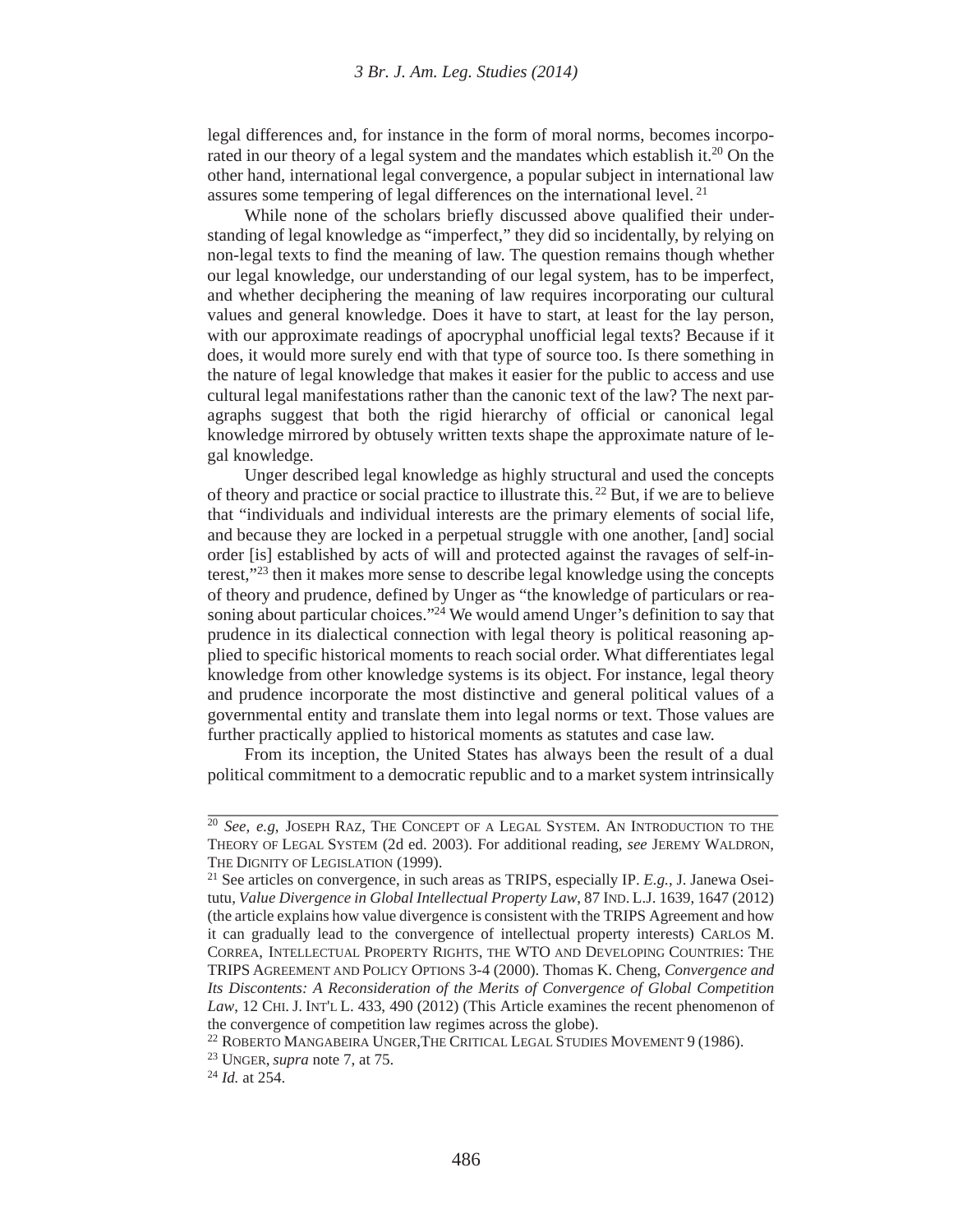legal differences and, for instance in the form of moral norms, becomes incorporated in our theory of a legal system and the mandates which establish it.[20] On the other hand, international legal convergence, a popular subject in international law assures some tempering of legal differences on the international level.[21]

While none of the scholars briefly discussed above qualified their understanding of legal knowledge as "imperfect," they did so incidentally, by relying on non-legal texts to find the meaning of law. The question remains though whether our legal knowledge, our understanding of our legal system, has to be imperfect, and whether deciphering the meaning of law requires incorporating our cultural values and general knowledge. Does it have to start, at least for the lay person, with our approximate readings of apocryphal unofficial legal texts? Because if it does, it would more surely end with that type of source too. Is there something in the nature of legal knowledge that makes it easier for the public to access and use cultural legal manifestations rather than the canonic text of the law? The next paragraphs suggest that both the rigid hierarchy of official or canonical legal knowledge mirrored by obtusely written texts shape the approximate nature of legal knowledge.

Unger described legal knowledge as highly structural and used the concepts of theory and practice or social practice to illustrate this.[22] But, if we are to believe that "individuals and individual interests are the primary elements of social life, and because they are locked in a perpetual struggle with one another, [and] social order [is] established by acts of will and protected against the ravages of self-interest,"[23] then it makes more sense to describe legal knowledge using the concepts of theory and prudence, defined by Unger as "the knowledge of particulars or reasoning about particular choices."[24] We would amend Unger's definition to say that prudence in its dialectical connection with legal theory is political reasoning applied to specific historical moments to reach social order. What differentiates legal knowledge from other knowledge systems is its object. For instance, legal theory and prudence incorporate the most distinctive and general political values of a governmental entity and translate them into legal norms or text. Those values are further practically applied to historical moments as statutes and case law.

From its inception, the United States has always been the result of a dual political commitment to a democratic republic and to a market system intrinsically

---

[20] *See, e.g*, Joseph Raz, The Concept of a Legal System. An Introduction to the Theory of Legal System (2d ed. 2003). For additional reading, *see* Jeremy Waldron, The Dignity of Legislation (1999).

[21] See articles on convergence, in such areas as TRIPS, especially IP. *E.g.*, J. Janewa Osei-tutu, *Value Divergence in Global Intellectual Property Law*, 87 Ind. L.J. 1639, 1647 (2012) (the article explains how value divergence is consistent with the TRIPS Agreement and how it can gradually lead to the convergence of intellectual property interests) Carlos M. Correa, Intellectual Property Rights, the WTO and Developing Countries: The TRIPS Agreement and Policy Options 3-4 (2000). Thomas K. Cheng, *Convergence and Its Discontents: A Reconsideration of the Merits of Convergence of Global Competition Law*, 12 Chi. J. Int'l L. 433, 490 (2012) (This Article examines the recent phenomenon of the convergence of competition law regimes across the globe).

[22] Roberto Mangabeira Unger,The Critical Legal Studies Movement 9 (1986).

[23] Unger, *supra* note 7, at 75.

[24] *Id.* at 254.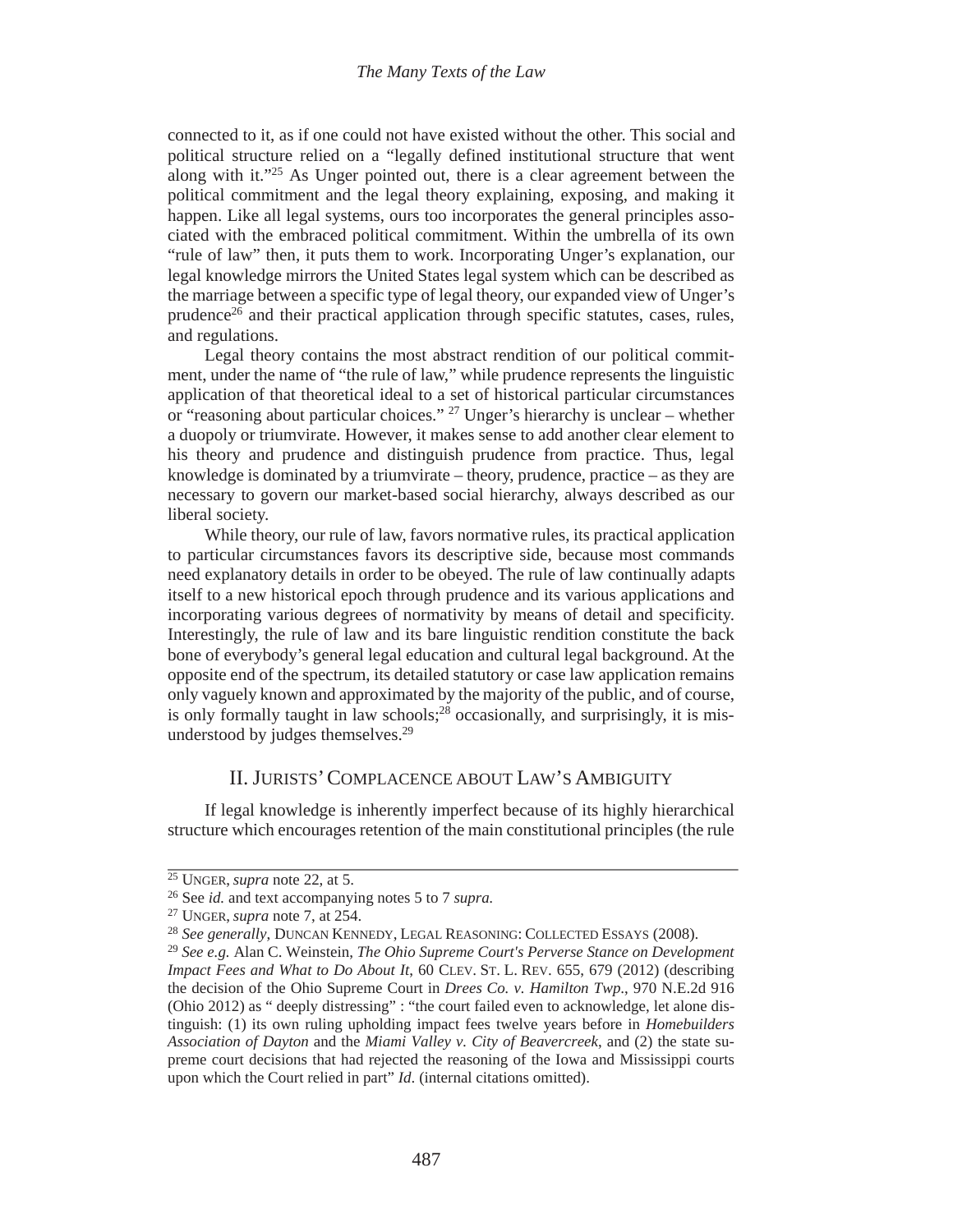connected to it, as if one could not have existed without the other. This social and political structure relied on a "legally defined institutional structure that went along with it."[25] As Unger pointed out, there is a clear agreement between the political commitment and the legal theory explaining, exposing, and making it happen. Like all legal systems, ours too incorporates the general principles associated with the embraced political commitment. Within the umbrella of its own "rule of law" then, it puts them to work. Incorporating Unger's explanation, our legal knowledge mirrors the United States legal system which can be described as the marriage between a specific type of legal theory, our expanded view of Unger's prudence[26] and their practical application through specific statutes, cases, rules, and regulations.

Legal theory contains the most abstract rendition of our political commitment, under the name of "the rule of law," while prudence represents the linguistic application of that theoretical ideal to a set of historical particular circumstances or "reasoning about particular choices." [27] Unger's hierarchy is unclear – whether a duopoly or triumvirate. However, it makes sense to add another clear element to his theory and prudence and distinguish prudence from practice. Thus, legal knowledge is dominated by a triumvirate – theory, prudence, practice – as they are necessary to govern our market-based social hierarchy, always described as our liberal society.

While theory, our rule of law, favors normative rules, its practical application to particular circumstances favors its descriptive side, because most commands need explanatory details in order to be obeyed. The rule of law continually adapts itself to a new historical epoch through prudence and its various applications and incorporating various degrees of normativity by means of detail and specificity. Interestingly, the rule of law and its bare linguistic rendition constitute the back bone of everybody's general legal education and cultural legal background. At the opposite end of the spectrum, its detailed statutory or case law application remains only vaguely known and approximated by the majority of the public, and of course, is only formally taught in law schools;[28] occasionally, and surprisingly, it is misunderstood by judges themselves.[29]

## II. Jurists' Complacence about Law's Ambiguity

If legal knowledge is inherently imperfect because of its highly hierarchical structure which encourages retention of the main constitutional principles (the rule

---

[25] Unger, *supra* note 22, at 5.

[26] See *id.* and text accompanying notes 5 to 7 *supra.*

[27] Unger, *supra* note 7, at 254.

[28] *See generally*, Duncan Kennedy, Legal Reasoning: Collected Essays (2008).

[29] *See e.g.* Alan C. Weinstein, *The Ohio Supreme Court's Perverse Stance on Development Impact Fees and What to Do About It*, 60 Clev. St. L. Rev. 655, 679 (2012) (describing the decision of the Ohio Supreme Court in *Drees Co. v. Hamilton Twp.*, 970 N.E.2d 916 (Ohio 2012) as " deeply distressing" : "the court failed even to acknowledge, let alone distinguish: (1) its own ruling upholding impact fees twelve years before in *Homebuilders Association of Dayton* and the *Miami Valley v. City of Beavercreek*, and (2) the state supreme court decisions that had rejected the reasoning of the Iowa and Mississippi courts upon which the Court relied in part" *Id*. (internal citations omitted).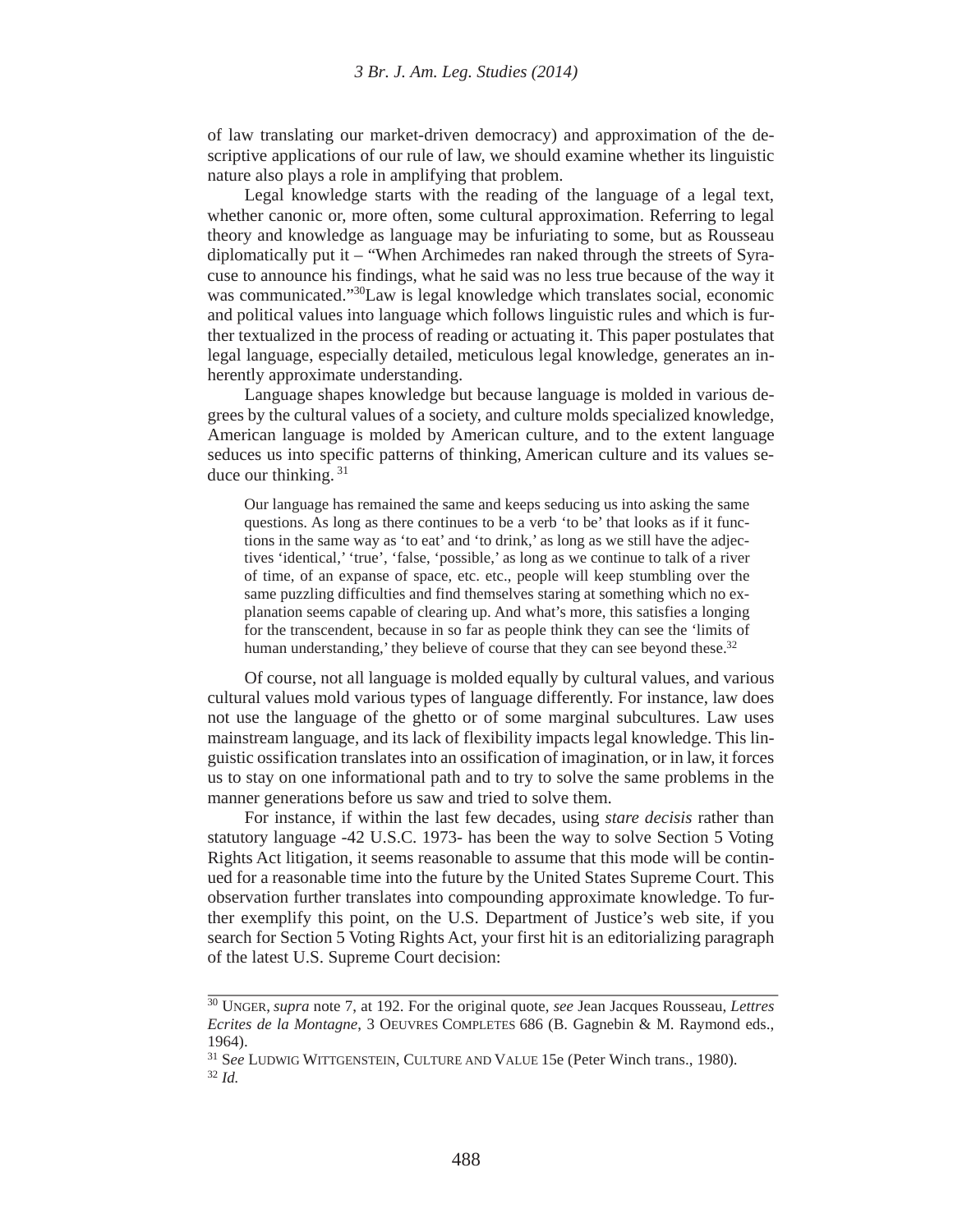of law translating our market-driven democracy) and approximation of the descriptive applications of our rule of law, we should examine whether its linguistic nature also plays a role in amplifying that problem.

Legal knowledge starts with the reading of the language of a legal text, whether canonic or, more often, some cultural approximation. Referring to legal theory and knowledge as language may be infuriating to some, but as Rousseau diplomatically put it – "When Archimedes ran naked through the streets of Syracuse to announce his findings, what he said was no less true because of the way it was communicated."[30]Law is legal knowledge which translates social, economic and political values into language which follows linguistic rules and which is further textualized in the process of reading or actuating it. This paper postulates that legal language, especially detailed, meticulous legal knowledge, generates an inherently approximate understanding.

Language shapes knowledge but because language is molded in various degrees by the cultural values of a society, and culture molds specialized knowledge, American language is molded by American culture, and to the extent language seduces us into specific patterns of thinking, American culture and its values seduce our thinking. [31]

> Our language has remained the same and keeps seducing us into asking the same questions. As long as there continues to be a verb 'to be' that looks as if it functions in the same way as 'to eat' and 'to drink,' as long as we still have the adjectives 'identical,' 'true', 'false, 'possible,' as long as we continue to talk of a river of time, of an expanse of space, etc. etc., people will keep stumbling over the same puzzling difficulties and find themselves staring at something which no explanation seems capable of clearing up. And what's more, this satisfies a longing for the transcendent, because in so far as people think they can see the 'limits of human understanding,' they believe of course that they can see beyond these.[32]

Of course, not all language is molded equally by cultural values, and various cultural values mold various types of language differently. For instance, law does not use the language of the ghetto or of some marginal subcultures. Law uses mainstream language, and its lack of flexibility impacts legal knowledge. This linguistic ossification translates into an ossification of imagination, or in law, it forces us to stay on one informational path and to try to solve the same problems in the manner generations before us saw and tried to solve them.

For instance, if within the last few decades, using *stare decisis* rather than statutory language -42 U.S.C. 1973- has been the way to solve Section 5 Voting Rights Act litigation, it seems reasonable to assume that this mode will be continued for a reasonable time into the future by the United States Supreme Court. This observation further translates into compounding approximate knowledge. To further exemplify this point, on the U.S. Department of Justice's web site, if you search for Section 5 Voting Rights Act, your first hit is an editorializing paragraph of the latest U.S. Supreme Court decision:

---

[30] UNGER, *supra* note 7, at 192. For the original quote, *see* Jean Jacques Rousseau, *Lettres Ecrites de la Montagne*, 3 OEUVRES COMPLETES 686 (B. Gagnebin & M. Raymond eds., 1964).

[31] S*ee* LUDWIG WITTGENSTEIN, CULTURE AND VALUE 15e (Peter Winch trans., 1980).

[32] *Id.*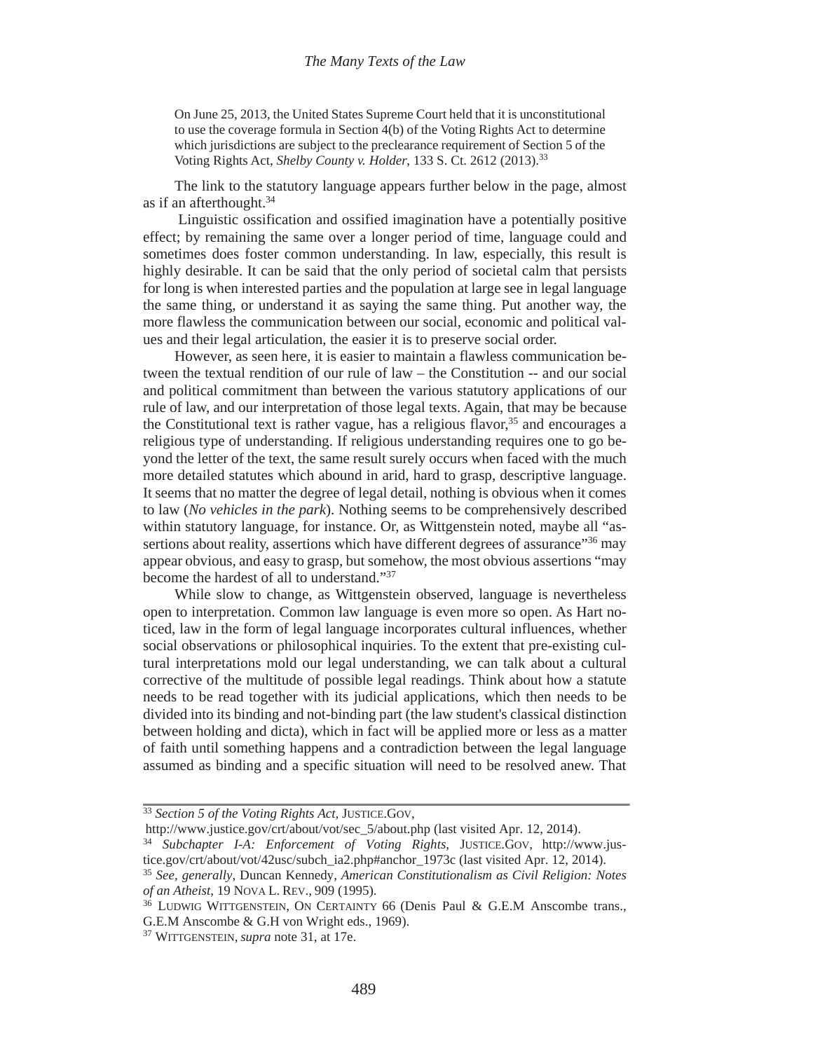> On June 25, 2013, the United States Supreme Court held that it is unconstitutional to use the coverage formula in Section 4(b) of the Voting Rights Act to determine which jurisdictions are subject to the preclearance requirement of Section 5 of the Voting Rights Act, *Shelby County v. Holder*, 133 S. Ct. 2612 (2013).[33]

The link to the statutory language appears further below in the page, almost as if an afterthought.[34]

Linguistic ossification and ossified imagination have a potentially positive effect; by remaining the same over a longer period of time, language could and sometimes does foster common understanding. In law, especially, this result is highly desirable. It can be said that the only period of societal calm that persists for long is when interested parties and the population at large see in legal language the same thing, or understand it as saying the same thing. Put another way, the more flawless the communication between our social, economic and political values and their legal articulation, the easier it is to preserve social order.

However, as seen here, it is easier to maintain a flawless communication between the textual rendition of our rule of law – the Constitution -- and our social and political commitment than between the various statutory applications of our rule of law, and our interpretation of those legal texts. Again, that may be because the Constitutional text is rather vague, has a religious flavor,[35] and encourages a religious type of understanding. If religious understanding requires one to go beyond the letter of the text, the same result surely occurs when faced with the much more detailed statutes which abound in arid, hard to grasp, descriptive language. It seems that no matter the degree of legal detail, nothing is obvious when it comes to law (*No vehicles in the park*). Nothing seems to be comprehensively described within statutory language, for instance. Or, as Wittgenstein noted, maybe all "assertions about reality, assertions which have different degrees of assurance"[36] may appear obvious, and easy to grasp, but somehow, the most obvious assertions "may become the hardest of all to understand."[37]

While slow to change, as Wittgenstein observed, language is nevertheless open to interpretation. Common law language is even more so open. As Hart noticed, law in the form of legal language incorporates cultural influences, whether social observations or philosophical inquiries. To the extent that pre-existing cultural interpretations mold our legal understanding, we can talk about a cultural corrective of the multitude of possible legal readings. Think about how a statute needs to be read together with its judicial applications, which then needs to be divided into its binding and not-binding part (the law student's classical distinction between holding and dicta), which in fact will be applied more or less as a matter of faith until something happens and a contradiction between the legal language assumed as binding and a specific situation will need to be resolved anew. That

---

[33] *Section 5 of the Voting Rights Act,* JUSTICE.GOV, http://www.justice.gov/crt/about/vot/sec_5/about.php (last visited Apr. 12, 2014).

[34] *Subchapter I-A: Enforcement of Voting Rights*, JUSTICE.GOV, http://www.justice.gov/crt/about/vot/42usc/subch_ia2.php#anchor_1973c (last visited Apr. 12, 2014).

[35] *See, generally*, Duncan Kennedy, *American Constitutionalism as Civil Religion: Notes of an Atheist*, 19 NOVA L. REV., 909 (1995).

[36] LUDWIG WITTGENSTEIN, ON CERTAINTY 66 (Denis Paul & G.E.M Anscombe trans., G.E.M Anscombe & G.H von Wright eds., 1969).

[37] WITTGENSTEIN, *supra* note 31, at 17e.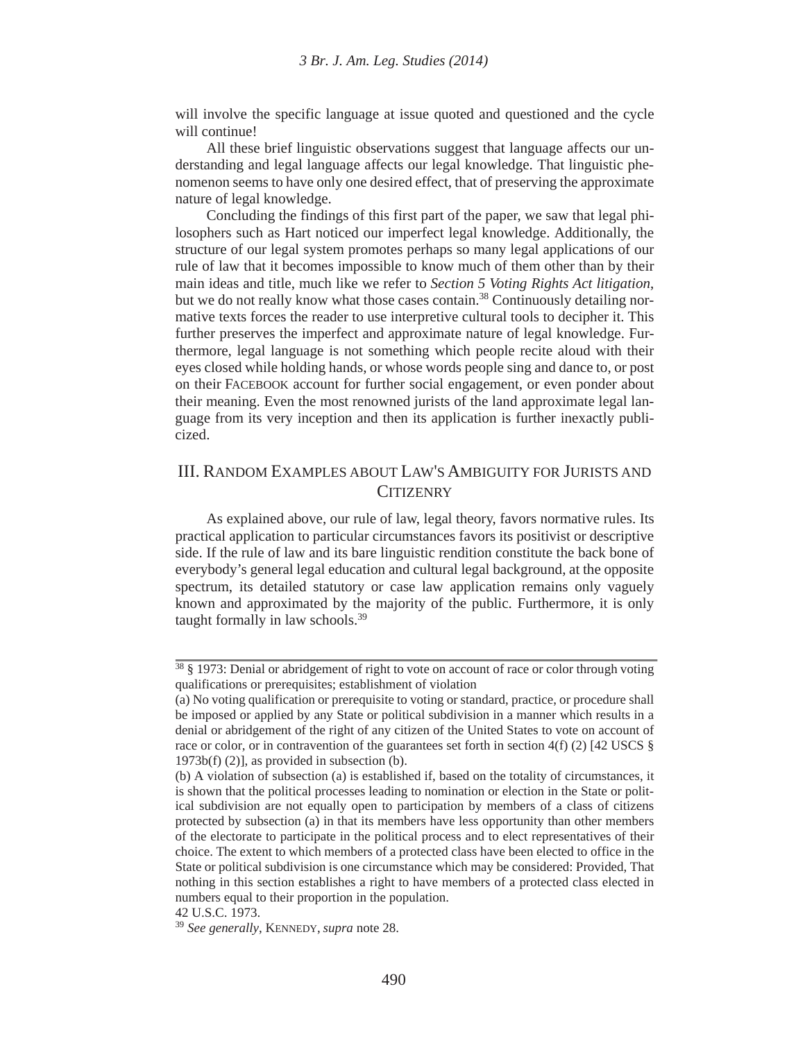will involve the specific language at issue quoted and questioned and the cycle will continue!

All these brief linguistic observations suggest that language affects our understanding and legal language affects our legal knowledge. That linguistic phenomenon seems to have only one desired effect, that of preserving the approximate nature of legal knowledge.

Concluding the findings of this first part of the paper, we saw that legal philosophers such as Hart noticed our imperfect legal knowledge. Additionally, the structure of our legal system promotes perhaps so many legal applications of our rule of law that it becomes impossible to know much of them other than by their main ideas and title, much like we refer to *Section 5 Voting Rights Act litigation*, but we do not really know what those cases contain.[38] Continuously detailing normative texts forces the reader to use interpretive cultural tools to decipher it. This further preserves the imperfect and approximate nature of legal knowledge. Furthermore, legal language is not something which people recite aloud with their eyes closed while holding hands, or whose words people sing and dance to, or post on their FACEBOOK account for further social engagement, or even ponder about their meaning. Even the most renowned jurists of the land approximate legal language from its very inception and then its application is further inexactly publicized.

## III. RANDOM EXAMPLES ABOUT LAW'S AMBIGUITY FOR JURISTS AND CITIZENRY

As explained above, our rule of law, legal theory, favors normative rules. Its practical application to particular circumstances favors its positivist or descriptive side. If the rule of law and its bare linguistic rendition constitute the back bone of everybody's general legal education and cultural legal background, at the opposite spectrum, its detailed statutory or case law application remains only vaguely known and approximated by the majority of the public. Furthermore, it is only taught formally in law schools.[39]

---

[38] § 1973: Denial or abridgement of right to vote on account of race or color through voting qualifications or prerequisites; establishment of violation

(a) No voting qualification or prerequisite to voting or standard, practice, or procedure shall be imposed or applied by any State or political subdivision in a manner which results in a denial or abridgement of the right of any citizen of the United States to vote on account of race or color, or in contravention of the guarantees set forth in section 4(f) (2) [42 USCS § 1973b(f) (2)], as provided in subsection (b).

(b) A violation of subsection (a) is established if, based on the totality of circumstances, it is shown that the political processes leading to nomination or election in the State or political subdivision are not equally open to participation by members of a class of citizens protected by subsection (a) in that its members have less opportunity than other members of the electorate to participate in the political process and to elect representatives of their choice. The extent to which members of a protected class have been elected to office in the State or political subdivision is one circumstance which may be considered: Provided, That nothing in this section establishes a right to have members of a protected class elected in numbers equal to their proportion in the population.

42 U.S.C. 1973.

[39] *See generally*, KENNEDY, *supra* note 28.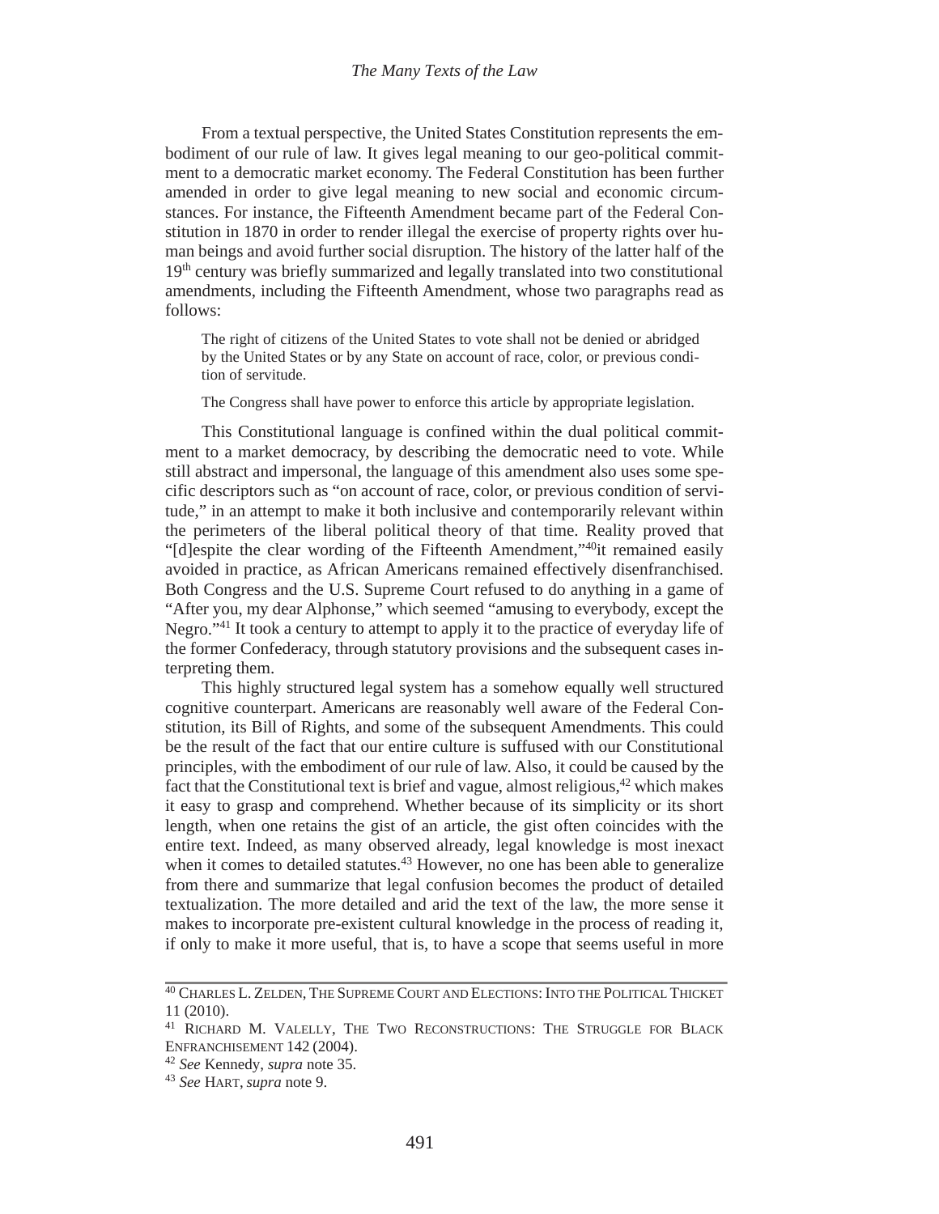From a textual perspective, the United States Constitution represents the embodiment of our rule of law. It gives legal meaning to our geo-political commitment to a democratic market economy. The Federal Constitution has been further amended in order to give legal meaning to new social and economic circumstances. For instance, the Fifteenth Amendment became part of the Federal Constitution in 1870 in order to render illegal the exercise of property rights over human beings and avoid further social disruption. The history of the latter half of the 19th century was briefly summarized and legally translated into two constitutional amendments, including the Fifteenth Amendment, whose two paragraphs read as follows:

> The right of citizens of the United States to vote shall not be denied or abridged by the United States or by any State on account of race, color, or previous condition of servitude.
>
> The Congress shall have power to enforce this article by appropriate legislation.

This Constitutional language is confined within the dual political commitment to a market democracy, by describing the democratic need to vote. While still abstract and impersonal, the language of this amendment also uses some specific descriptors such as "on account of race, color, or previous condition of servitude," in an attempt to make it both inclusive and contemporarily relevant within the perimeters of the liberal political theory of that time. Reality proved that "[d]espite the clear wording of the Fifteenth Amendment,"[40] it remained easily avoided in practice, as African Americans remained effectively disenfranchised. Both Congress and the U.S. Supreme Court refused to do anything in a game of "After you, my dear Alphonse," which seemed "amusing to everybody, except the Negro."[41] It took a century to attempt to apply it to the practice of everyday life of the former Confederacy, through statutory provisions and the subsequent cases interpreting them.

This highly structured legal system has a somehow equally well structured cognitive counterpart. Americans are reasonably well aware of the Federal Constitution, its Bill of Rights, and some of the subsequent Amendments. This could be the result of the fact that our entire culture is suffused with our Constitutional principles, with the embodiment of our rule of law. Also, it could be caused by the fact that the Constitutional text is brief and vague, almost religious,[42] which makes it easy to grasp and comprehend. Whether because of its simplicity or its short length, when one retains the gist of an article, the gist often coincides with the entire text. Indeed, as many observed already, legal knowledge is most inexact when it comes to detailed statutes.[43] However, no one has been able to generalize from there and summarize that legal confusion becomes the product of detailed textualization. The more detailed and arid the text of the law, the more sense it makes to incorporate pre-existent cultural knowledge in the process of reading it, if only to make it more useful, that is, to have a scope that seems useful in more

---

[40] CHARLES L. ZELDEN, THE SUPREME COURT AND ELECTIONS: INTO THE POLITICAL THICKET 11 (2010).

[41] RICHARD M. VALELLY, THE TWO RECONSTRUCTIONS: THE STRUGGLE FOR BLACK ENFRANCHISEMENT 142 (2004).

[42] *See* Kennedy, *supra* note 35.

[43] *See* HART, *supra* note 9.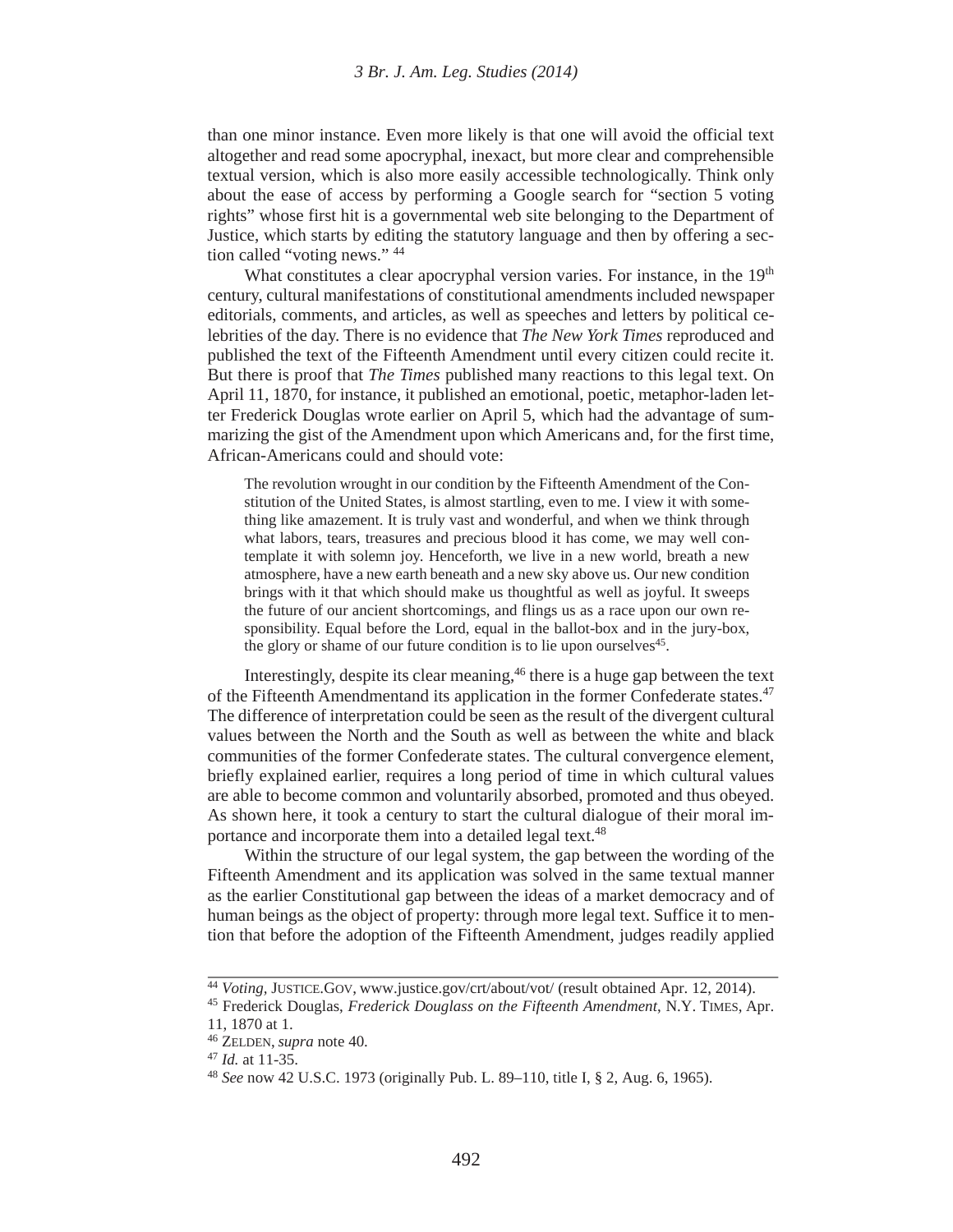than one minor instance. Even more likely is that one will avoid the official text altogether and read some apocryphal, inexact, but more clear and comprehensible textual version, which is also more easily accessible technologically. Think only about the ease of access by performing a Google search for "section 5 voting rights" whose first hit is a governmental web site belonging to the Department of Justice, which starts by editing the statutory language and then by offering a section called "voting news." [44]

What constitutes a clear apocryphal version varies. For instance, in the 19th century, cultural manifestations of constitutional amendments included newspaper editorials, comments, and articles, as well as speeches and letters by political celebrities of the day. There is no evidence that *The New York Times* reproduced and published the text of the Fifteenth Amendment until every citizen could recite it. But there is proof that *The Times* published many reactions to this legal text. On April 11, 1870, for instance, it published an emotional, poetic, metaphor-laden letter Frederick Douglas wrote earlier on April 5, which had the advantage of summarizing the gist of the Amendment upon which Americans and, for the first time, African-Americans could and should vote:

> The revolution wrought in our condition by the Fifteenth Amendment of the Constitution of the United States, is almost startling, even to me. I view it with something like amazement. It is truly vast and wonderful, and when we think through what labors, tears, treasures and precious blood it has come, we may well contemplate it with solemn joy. Henceforth, we live in a new world, breath a new atmosphere, have a new earth beneath and a new sky above us. Our new condition brings with it that which should make us thoughtful as well as joyful. It sweeps the future of our ancient shortcomings, and flings us as a race upon our own responsibility. Equal before the Lord, equal in the ballot-box and in the jury-box, the glory or shame of our future condition is to lie upon ourselves[45].

Interestingly, despite its clear meaning,[46] there is a huge gap between the text of the Fifteenth Amendmentand its application in the former Confederate states.[47] The difference of interpretation could be seen as the result of the divergent cultural values between the North and the South as well as between the white and black communities of the former Confederate states. The cultural convergence element, briefly explained earlier, requires a long period of time in which cultural values are able to become common and voluntarily absorbed, promoted and thus obeyed. As shown here, it took a century to start the cultural dialogue of their moral importance and incorporate them into a detailed legal text.[48]

Within the structure of our legal system, the gap between the wording of the Fifteenth Amendment and its application was solved in the same textual manner as the earlier Constitutional gap between the ideas of a market democracy and of human beings as the object of property: through more legal text. Suffice it to mention that before the adoption of the Fifteenth Amendment, judges readily applied

---

[44] *Voting*, JUSTICE.GOV, www.justice.gov/crt/about/vot/ (result obtained Apr. 12, 2014).

[45] Frederick Douglas, *Frederick Douglass on the Fifteenth Amendment*, N.Y. TIMES, Apr. 11, 1870 at 1.

[46] ZELDEN, *supra* note 40.

[47] *Id.* at 11-35.

[48] *See* now 42 U.S.C. 1973 (originally Pub. L. 89–110, title I, § 2, Aug. 6, 1965).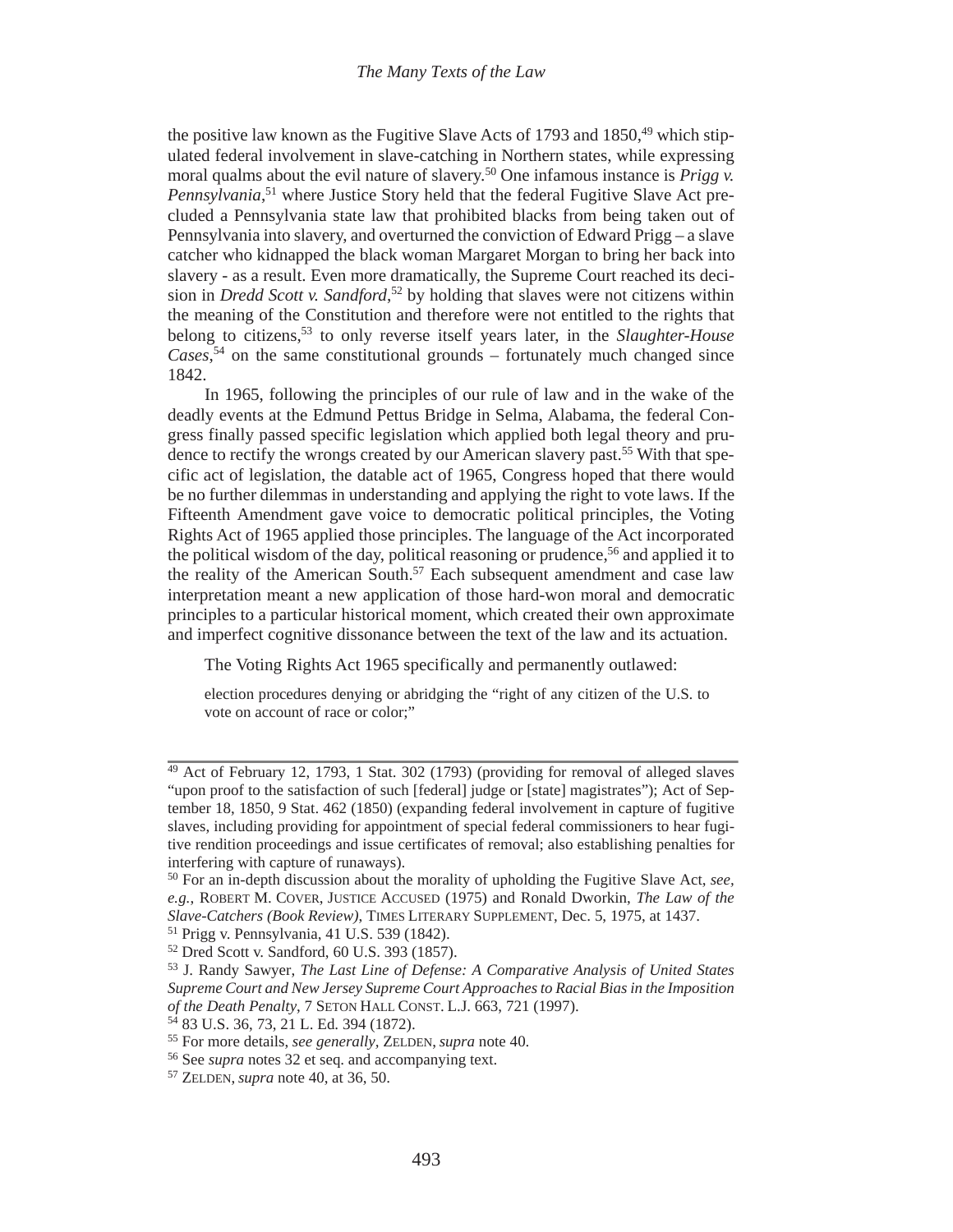the positive law known as the Fugitive Slave Acts of 1793 and 1850,[49] which stipulated federal involvement in slave-catching in Northern states, while expressing moral qualms about the evil nature of slavery.[50] One infamous instance is *Prigg v. Pennsylvania*,[51] where Justice Story held that the federal Fugitive Slave Act precluded a Pennsylvania state law that prohibited blacks from being taken out of Pennsylvania into slavery, and overturned the conviction of Edward Prigg – a slave catcher who kidnapped the black woman Margaret Morgan to bring her back into slavery - as a result. Even more dramatically, the Supreme Court reached its decision in *Dredd Scott v. Sandford*,[52] by holding that slaves were not citizens within the meaning of the Constitution and therefore were not entitled to the rights that belong to citizens,[53] to only reverse itself years later, in the *Slaughter-House Cases*,[54] on the same constitutional grounds – fortunately much changed since 1842.

In 1965, following the principles of our rule of law and in the wake of the deadly events at the Edmund Pettus Bridge in Selma, Alabama, the federal Congress finally passed specific legislation which applied both legal theory and prudence to rectify the wrongs created by our American slavery past.[55] With that specific act of legislation, the datable act of 1965, Congress hoped that there would be no further dilemmas in understanding and applying the right to vote laws. If the Fifteenth Amendment gave voice to democratic political principles, the Voting Rights Act of 1965 applied those principles. The language of the Act incorporated the political wisdom of the day, political reasoning or prudence,[56] and applied it to the reality of the American South.[57] Each subsequent amendment and case law interpretation meant a new application of those hard-won moral and democratic principles to a particular historical moment, which created their own approximate and imperfect cognitive dissonance between the text of the law and its actuation.

The Voting Rights Act 1965 specifically and permanently outlawed:

> election procedures denying or abridging the "right of any citizen of the U.S. to vote on account of race or color;"

---

[49] Act of February 12, 1793, 1 Stat. 302 (1793) (providing for removal of alleged slaves "upon proof to the satisfaction of such [federal] judge or [state] magistrates"); Act of September 18, 1850, 9 Stat. 462 (1850) (expanding federal involvement in capture of fugitive slaves, including providing for appointment of special federal commissioners to hear fugitive rendition proceedings and issue certificates of removal; also establishing penalties for interfering with capture of runaways).

[50] For an in-depth discussion about the morality of upholding the Fugitive Slave Act, *see, e.g.*, ROBERT M. COVER, JUSTICE ACCUSED (1975) and Ronald Dworkin, *The Law of the Slave-Catchers (Book Review)*, TIMES LITERARY SUPPLEMENT, Dec. 5, 1975, at 1437.

[51] Prigg v. Pennsylvania, 41 U.S. 539 (1842).

[52] Dred Scott v. Sandford, 60 U.S. 393 (1857).

[53] J. Randy Sawyer, *The Last Line of Defense: A Comparative Analysis of United States Supreme Court and New Jersey Supreme Court Approaches to Racial Bias in the Imposition of the Death Penalty*, 7 SETON HALL CONST. L.J. 663, 721 (1997).

[54] 83 U.S. 36, 73, 21 L. Ed. 394 (1872).

[55] For more details, *see generally*, ZELDEN, *supra* note 40.

[56] See *supra* notes 32 et seq. and accompanying text.

[57] ZELDEN, *supra* note 40, at 36, 50.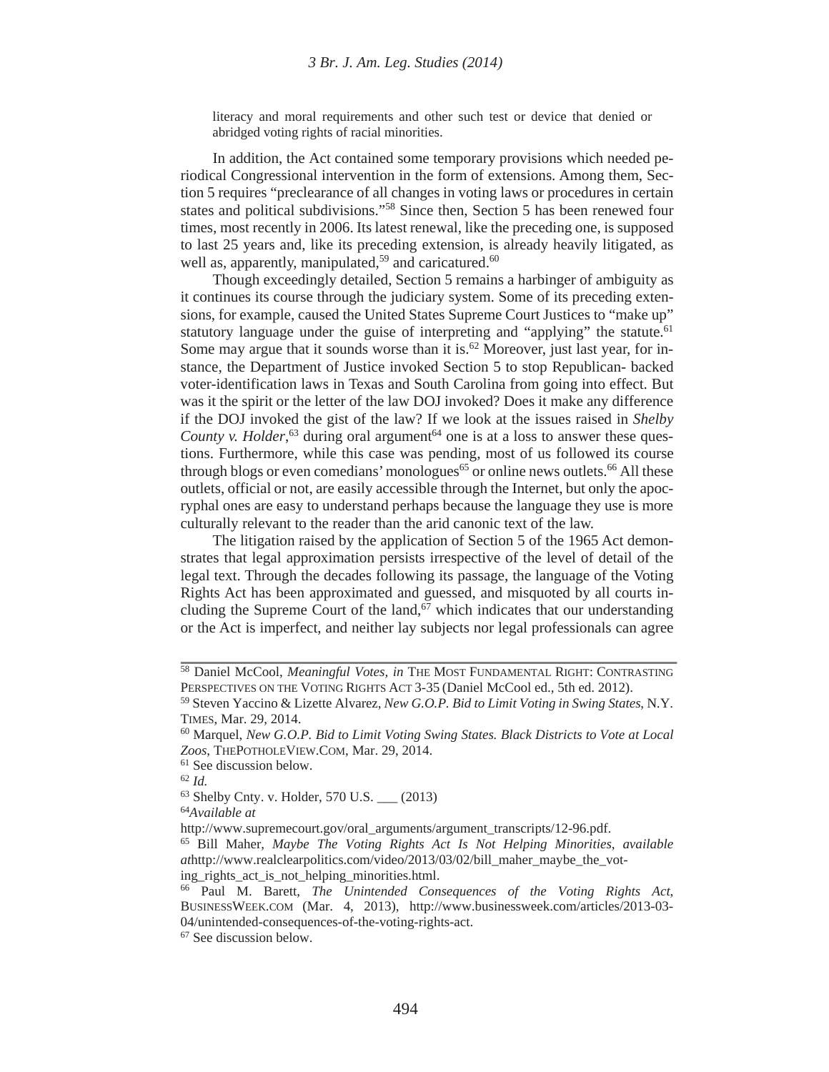literacy and moral requirements and other such test or device that denied or abridged voting rights of racial minorities.

In addition, the Act contained some temporary provisions which needed periodical Congressional intervention in the form of extensions. Among them, Section 5 requires "preclearance of all changes in voting laws or procedures in certain states and political subdivisions."[58] Since then, Section 5 has been renewed four times, most recently in 2006. Its latest renewal, like the preceding one, is supposed to last 25 years and, like its preceding extension, is already heavily litigated, as well as, apparently, manipulated,[59] and caricatured.[60]

Though exceedingly detailed, Section 5 remains a harbinger of ambiguity as it continues its course through the judiciary system. Some of its preceding extensions, for example, caused the United States Supreme Court Justices to "make up" statutory language under the guise of interpreting and "applying" the statute.[61] Some may argue that it sounds worse than it is.[62] Moreover, just last year, for instance, the Department of Justice invoked Section 5 to stop Republican- backed voter-identification laws in Texas and South Carolina from going into effect. But was it the spirit or the letter of the law DOJ invoked? Does it make any difference if the DOJ invoked the gist of the law? If we look at the issues raised in *Shelby County v. Holder*,[63] during oral argument[64] one is at a loss to answer these questions. Furthermore, while this case was pending, most of us followed its course through blogs or even comedians' monologues[65] or online news outlets.[66] All these outlets, official or not, are easily accessible through the Internet, but only the apocryphal ones are easy to understand perhaps because the language they use is more culturally relevant to the reader than the arid canonic text of the law.

The litigation raised by the application of Section 5 of the 1965 Act demonstrates that legal approximation persists irrespective of the level of detail of the legal text. Through the decades following its passage, the language of the Voting Rights Act has been approximated and guessed, and misquoted by all courts including the Supreme Court of the land,[67] which indicates that our understanding or the Act is imperfect, and neither lay subjects nor legal professionals can agree

---

[58] Daniel McCool, *Meaningful Votes, in* THE MOST FUNDAMENTAL RIGHT: CONTRASTING PERSPECTIVES ON THE VOTING RIGHTS ACT 3-35 (Daniel McCool ed., 5th ed. 2012).

[59] Steven Yaccino & Lizette Alvarez, *New G.O.P. Bid to Limit Voting in Swing States*, N.Y. TIMES, Mar. 29, 2014.

[60] Marquel, *New G.O.P. Bid to Limit Voting Swing States. Black Districts to Vote at Local Zoos*, THEPOTHOLEVIEW.COM, Mar. 29, 2014.

[61] See discussion below.

[62] *Id.*

[63] Shelby Cnty. v. Holder, 570 U.S. ___ (2013)

[64] *Available at* http://www.supremecourt.gov/oral_arguments/argument_transcripts/12-96.pdf.

[65] Bill Maher, *Maybe The Voting Rights Act Is Not Helping Minorities*, *available at*http://www.realclearpolitics.com/video/2013/03/02/bill_maher_maybe_the_voting_rights_act_is_not_helping_minorities.html.

[66] Paul M. Barett, *The Unintended Consequences of the Voting Rights Act*, BUSINESSWEEK.COM (Mar. 4, 2013), http://www.businessweek.com/articles/2013-03-04/unintended-consequences-of-the-voting-rights-act.

[67] See discussion below.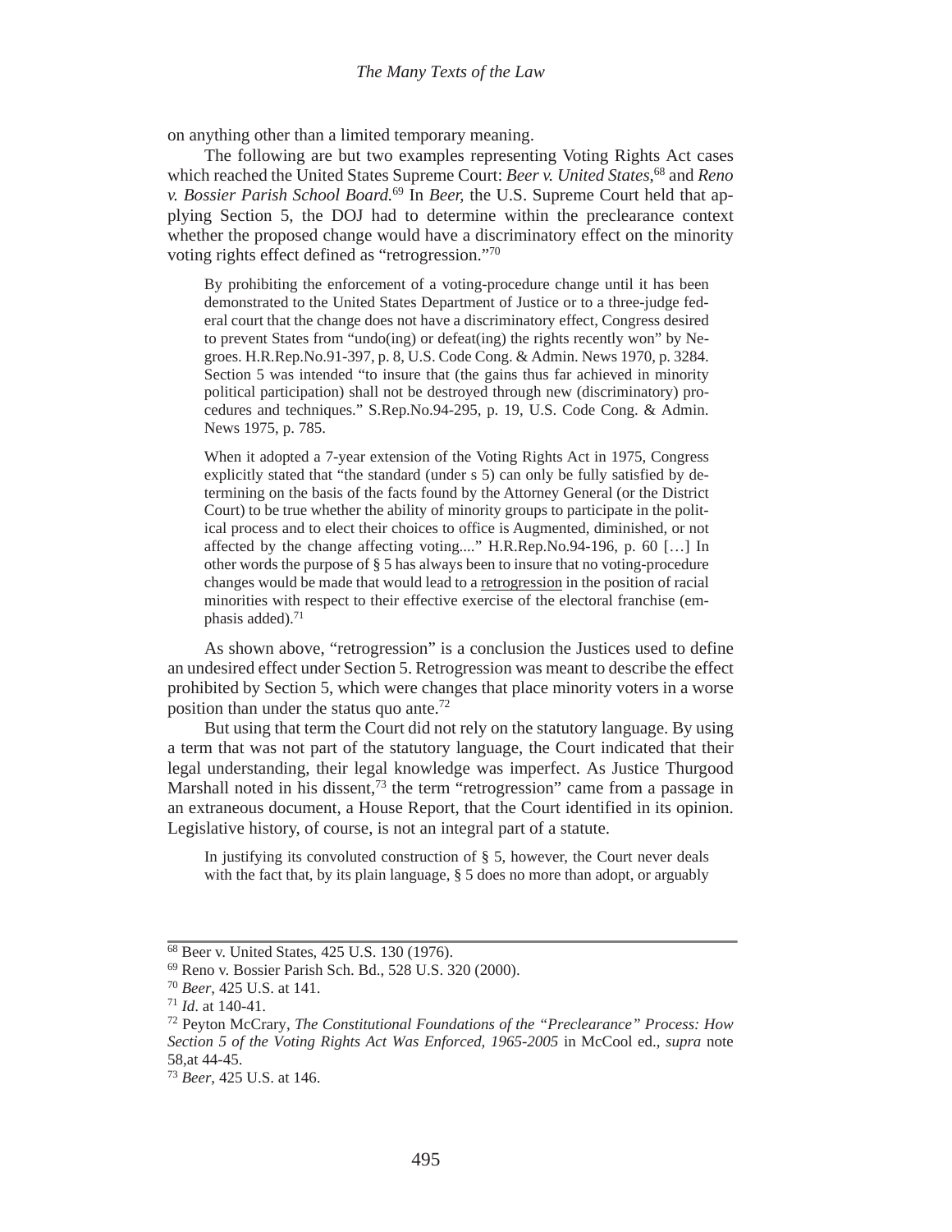on anything other than a limited temporary meaning.

The following are but two examples representing Voting Rights Act cases which reached the United States Supreme Court: *Beer v. United States*,[68] and *Reno v. Bossier Parish School Board.*[69] In *Beer,* the U.S. Supreme Court held that applying Section 5, the DOJ had to determine within the preclearance context whether the proposed change would have a discriminatory effect on the minority voting rights effect defined as "retrogression."[70]

> By prohibiting the enforcement of a voting-procedure change until it has been demonstrated to the United States Department of Justice or to a three-judge federal court that the change does not have a discriminatory effect, Congress desired to prevent States from "undo(ing) or defeat(ing) the rights recently won" by Negroes. H.R.Rep.No.91-397, p. 8, U.S. Code Cong. & Admin. News 1970, p. 3284. Section 5 was intended "to insure that (the gains thus far achieved in minority political participation) shall not be destroyed through new (discriminatory) procedures and techniques." S.Rep.No.94-295, p. 19, U.S. Code Cong. & Admin. News 1975, p. 785.
>
> When it adopted a 7-year extension of the Voting Rights Act in 1975, Congress explicitly stated that "the standard (under s 5) can only be fully satisfied by determining on the basis of the facts found by the Attorney General (or the District Court) to be true whether the ability of minority groups to participate in the political process and to elect their choices to office is Augmented, diminished, or not affected by the change affecting voting...." H.R.Rep.No.94-196, p. 60 […] In other words the purpose of § 5 has always been to insure that no voting-procedure changes would be made that would lead to a <u>retrogression</u> in the position of racial minorities with respect to their effective exercise of the electoral franchise (emphasis added).[71]

As shown above, "retrogression" is a conclusion the Justices used to define an undesired effect under Section 5. Retrogression was meant to describe the effect prohibited by Section 5, which were changes that place minority voters in a worse position than under the status quo ante.[72]

But using that term the Court did not rely on the statutory language. By using a term that was not part of the statutory language, the Court indicated that their legal understanding, their legal knowledge was imperfect. As Justice Thurgood Marshall noted in his dissent,[73] the term "retrogression" came from a passage in an extraneous document, a House Report, that the Court identified in its opinion. Legislative history, of course, is not an integral part of a statute.

> In justifying its convoluted construction of § 5, however, the Court never deals with the fact that, by its plain language, § 5 does no more than adopt, or arguably

---

[68] Beer v. United States, 425 U.S. 130 (1976).

[69] Reno v. Bossier Parish Sch. Bd., 528 U.S. 320 (2000).

[70] *Beer*, 425 U.S. at 141.

[71] *Id*. at 140-41.

[72] Peyton McCrary, *The Constitutional Foundations of the "Preclearance" Process: How Section 5 of the Voting Rights Act Was Enforced, 1965-2005* in McCool ed., *supra* note 58,at 44-45.

[73] *Beer*, 425 U.S. at 146.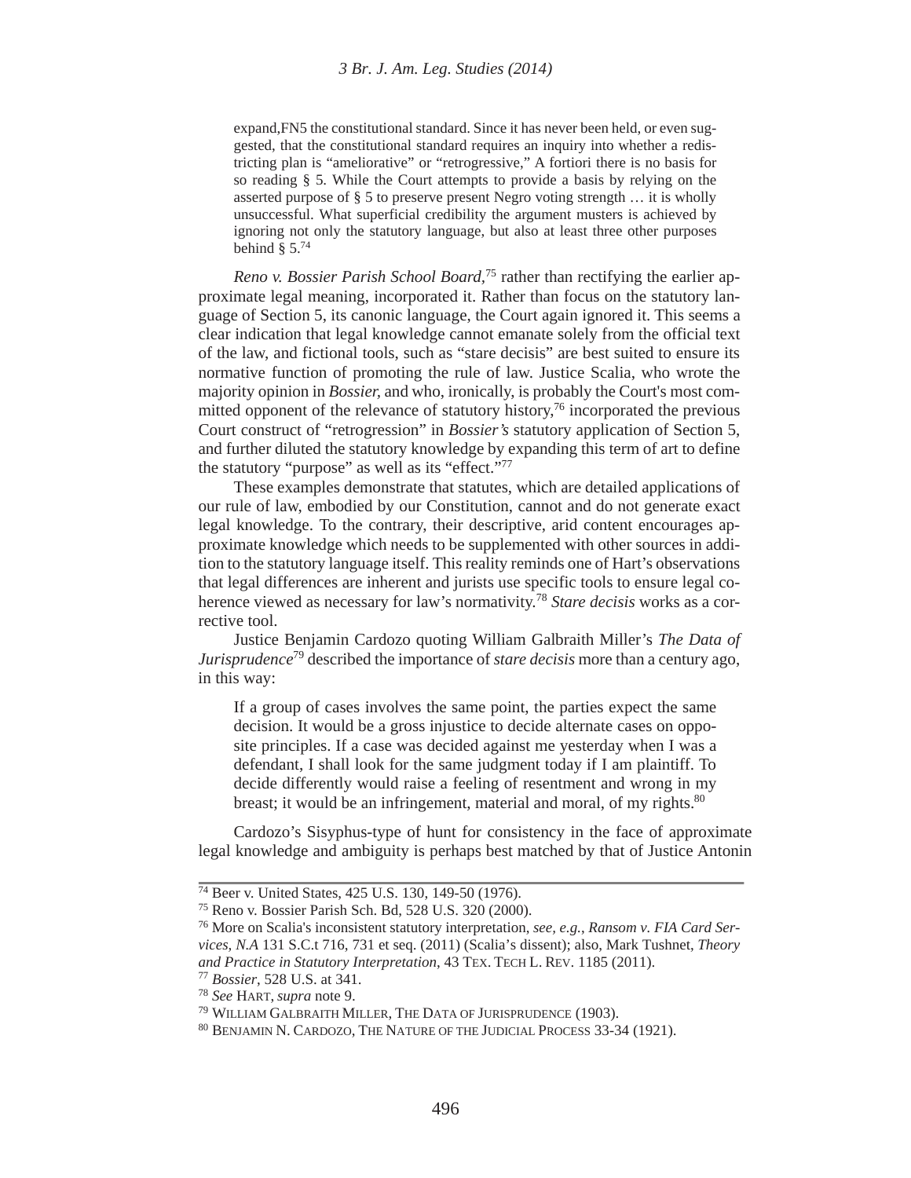> expand,FN5 the constitutional standard. Since it has never been held, or even suggested, that the constitutional standard requires an inquiry into whether a redistricting plan is "ameliorative" or "retrogressive," A fortiori there is no basis for so reading § 5. While the Court attempts to provide a basis by relying on the asserted purpose of § 5 to preserve present Negro voting strength … it is wholly unsuccessful. What superficial credibility the argument musters is achieved by ignoring not only the statutory language, but also at least three other purposes behind § 5.[74]

*Reno v. Bossier Parish School Board,*[75] rather than rectifying the earlier approximate legal meaning, incorporated it. Rather than focus on the statutory language of Section 5, its canonic language, the Court again ignored it. This seems a clear indication that legal knowledge cannot emanate solely from the official text of the law, and fictional tools, such as "stare decisis" are best suited to ensure its normative function of promoting the rule of law. Justice Scalia, who wrote the majority opinion in *Bossier,* and who, ironically, is probably the Court's most committed opponent of the relevance of statutory history,[76] incorporated the previous Court construct of "retrogression" in *Bossier's* statutory application of Section 5, and further diluted the statutory knowledge by expanding this term of art to define the statutory "purpose" as well as its "effect."[77]

These examples demonstrate that statutes, which are detailed applications of our rule of law, embodied by our Constitution, cannot and do not generate exact legal knowledge. To the contrary, their descriptive, arid content encourages approximate knowledge which needs to be supplemented with other sources in addition to the statutory language itself. This reality reminds one of Hart's observations that legal differences are inherent and jurists use specific tools to ensure legal coherence viewed as necessary for law's normativity.[78] *Stare decisis* works as a corrective tool.

Justice Benjamin Cardozo quoting William Galbraith Miller's *The Data of Jurisprudence*[79] described the importance of *stare decisis* more than a century ago, in this way:

> If a group of cases involves the same point, the parties expect the same decision. It would be a gross injustice to decide alternate cases on opposite principles. If a case was decided against me yesterday when I was a defendant, I shall look for the same judgment today if I am plaintiff. To decide differently would raise a feeling of resentment and wrong in my breast; it would be an infringement, material and moral, of my rights.[80]

Cardozo's Sisyphus-type of hunt for consistency in the face of approximate legal knowledge and ambiguity is perhaps best matched by that of Justice Antonin

---

[74] Beer v. United States, 425 U.S. 130, 149-50 (1976).

[75] Reno v. Bossier Parish Sch. Bd, 528 U.S. 320 (2000).

[76] More on Scalia's inconsistent statutory interpretation, *see, e.g., Ransom v. FIA Card Services, N.A* 131 S.C.t 716, 731 et seq. (2011) (Scalia's dissent); also, Mark Tushnet, *Theory and Practice in Statutory Interpretation*, 43 TEX. TECH L. REV. 1185 (2011).

[77] *Bossier*, 528 U.S. at 341.

[78] *See* HART, *supra* note 9.

[79] WILLIAM GALBRAITH MILLER, THE DATA OF JURISPRUDENCE (1903).

[80] BENJAMIN N. CARDOZO, THE NATURE OF THE JUDICIAL PROCESS 33-34 (1921).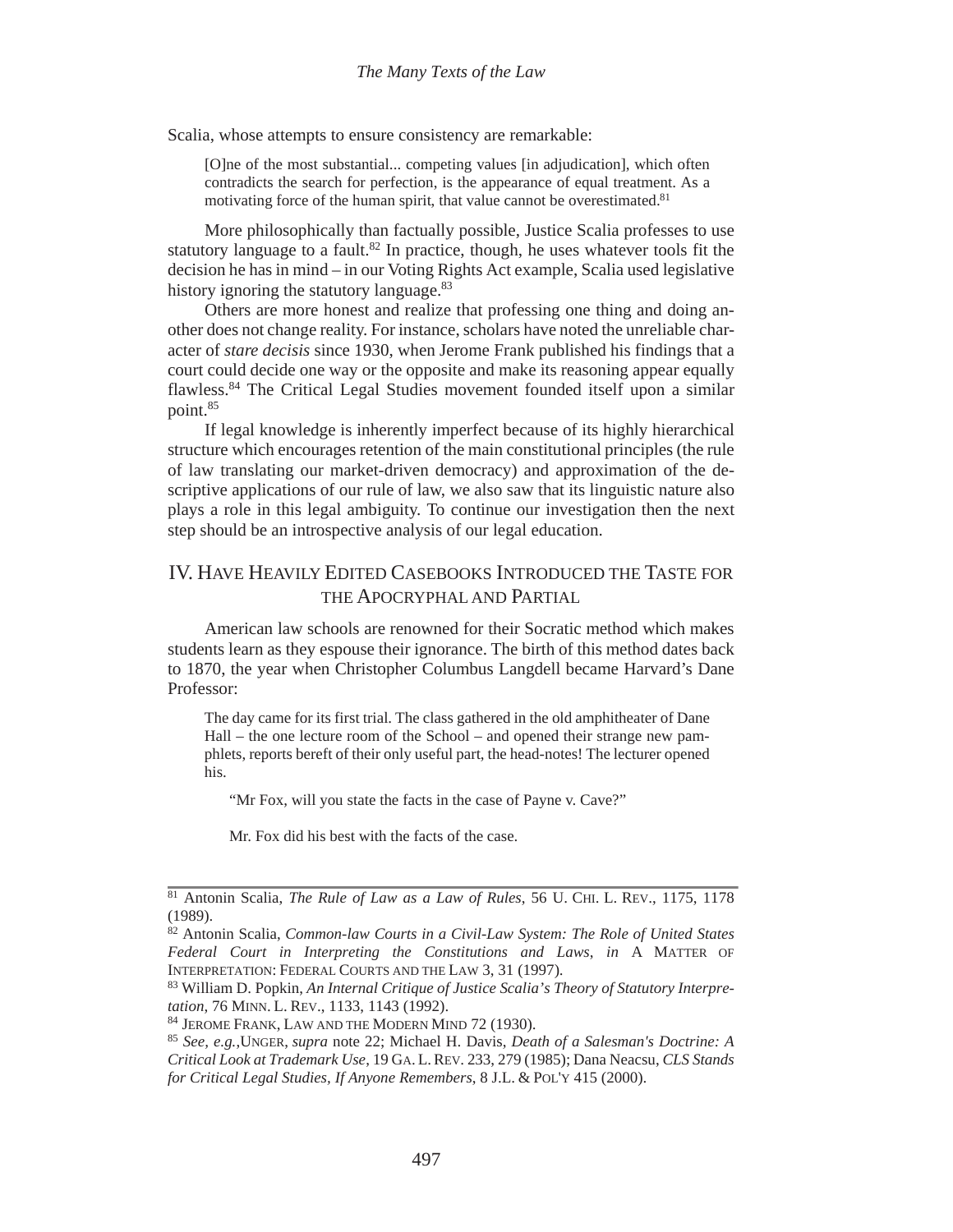Scalia, whose attempts to ensure consistency are remarkable:

> [O]ne of the most substantial... competing values [in adjudication], which often contradicts the search for perfection, is the appearance of equal treatment. As a motivating force of the human spirit, that value cannot be overestimated.[81]

More philosophically than factually possible, Justice Scalia professes to use statutory language to a fault.[82] In practice, though, he uses whatever tools fit the decision he has in mind – in our Voting Rights Act example, Scalia used legislative history ignoring the statutory language.[83]

Others are more honest and realize that professing one thing and doing another does not change reality. For instance, scholars have noted the unreliable character of *stare decisis* since 1930, when Jerome Frank published his findings that a court could decide one way or the opposite and make its reasoning appear equally flawless.[84] The Critical Legal Studies movement founded itself upon a similar point.[85]

If legal knowledge is inherently imperfect because of its highly hierarchical structure which encourages retention of the main constitutional principles (the rule of law translating our market-driven democracy) and approximation of the descriptive applications of our rule of law, we also saw that its linguistic nature also plays a role in this legal ambiguity. To continue our investigation then the next step should be an introspective analysis of our legal education.

## IV. Have Heavily Edited Casebooks Introduced the Taste for the Apocryphal and Partial

American law schools are renowned for their Socratic method which makes students learn as they espouse their ignorance. The birth of this method dates back to 1870, the year when Christopher Columbus Langdell became Harvard's Dane Professor:

> The day came for its first trial. The class gathered in the old amphitheater of Dane Hall – the one lecture room of the School – and opened their strange new pamphlets, reports bereft of their only useful part, the head-notes! The lecturer opened his.
>
> "Mr Fox, will you state the facts in the case of Payne v. Cave?"
>
> Mr. Fox did his best with the facts of the case.

---

[81] Antonin Scalia, *The Rule of Law as a Law of Rules*, 56 U. Chi. L. Rev., 1175, 1178 (1989).

[82] Antonin Scalia, *Common-law Courts in a Civil-Law System: The Role of United States Federal Court in Interpreting the Constitutions and Laws*, *in* A Matter of Interpretation: Federal Courts and the Law 3, 31 (1997).

[83] William D. Popkin, *An Internal Critique of Justice Scalia's Theory of Statutory Interpretation*, 76 Minn. L. Rev., 1133, 1143 (1992).

[84] Jerome Frank, Law and the Modern Mind 72 (1930).

[85] *See, e.g.*, Unger, *supra* note 22; Michael H. Davis, *Death of a Salesman's Doctrine: A Critical Look at Trademark Use*, 19 Ga. L. Rev. 233, 279 (1985); Dana Neacsu, *CLS Stands for Critical Legal Studies, If Anyone Remembers*, 8 J.L. & Pol'y 415 (2000).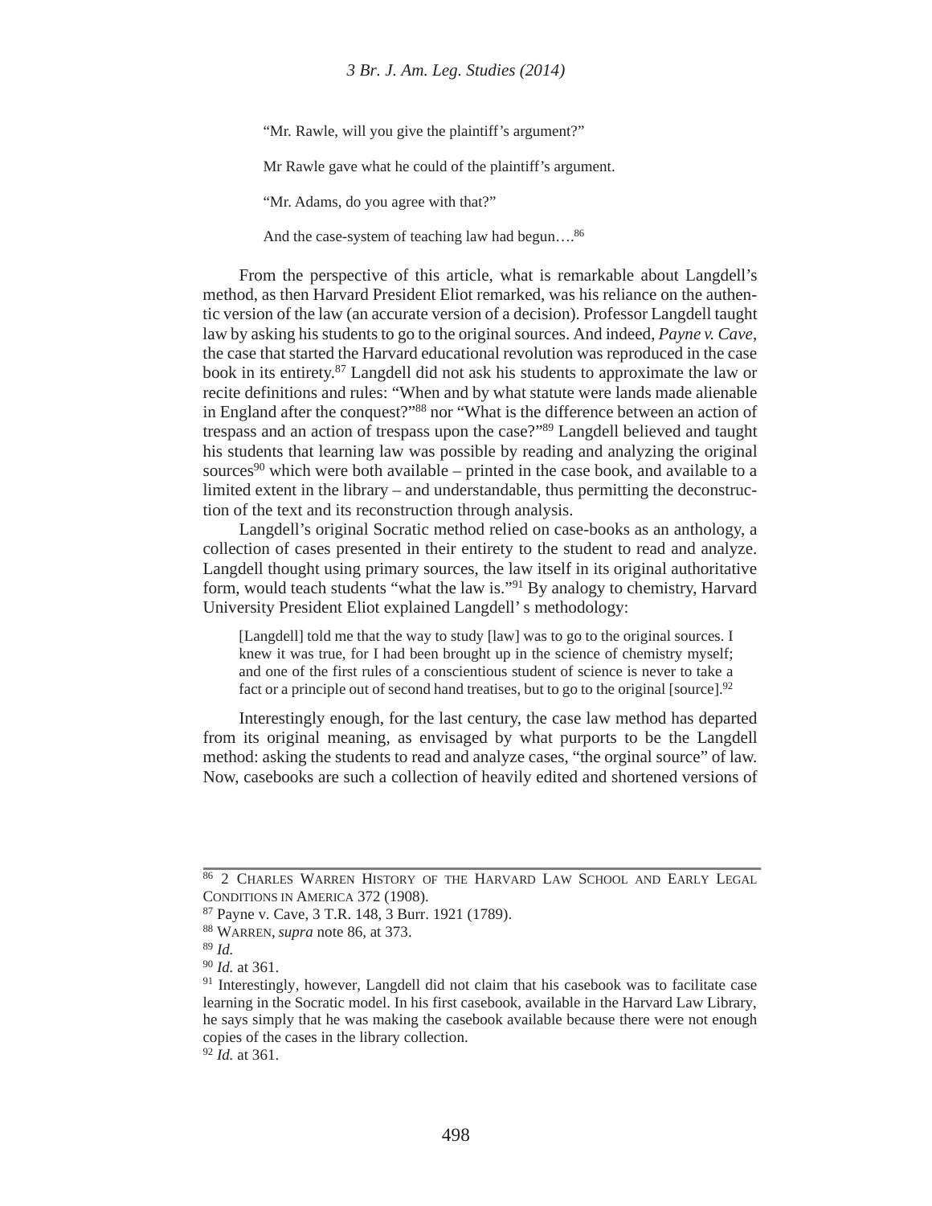> "Mr. Rawle, will you give the plaintiff's argument?"
>
> Mr Rawle gave what he could of the plaintiff's argument.
>
> "Mr. Adams, do you agree with that?"
>
> And the case-system of teaching law had begun….[86]

From the perspective of this article, what is remarkable about Langdell's method, as then Harvard President Eliot remarked, was his reliance on the authentic version of the law (an accurate version of a decision). Professor Langdell taught law by asking his students to go to the original sources. And indeed, *Payne v. Cave*, the case that started the Harvard educational revolution was reproduced in the case book in its entirety.[87] Langdell did not ask his students to approximate the law or recite definitions and rules: "When and by what statute were lands made alienable in England after the conquest?"[88] nor "What is the difference between an action of trespass and an action of trespass upon the case?"[89] Langdell believed and taught his students that learning law was possible by reading and analyzing the original sources[90] which were both available – printed in the case book, and available to a limited extent in the library – and understandable, thus permitting the deconstruction of the text and its reconstruction through analysis.

Langdell's original Socratic method relied on case-books as an anthology, a collection of cases presented in their entirety to the student to read and analyze. Langdell thought using primary sources, the law itself in its original authoritative form, would teach students "what the law is."[91] By analogy to chemistry, Harvard University President Eliot explained Langdell' s methodology:

> [Langdell] told me that the way to study [law] was to go to the original sources. I knew it was true, for I had been brought up in the science of chemistry myself; and one of the first rules of a conscientious student of science is never to take a fact or a principle out of second hand treatises, but to go to the original [source].[92]

Interestingly enough, for the last century, the case law method has departed from its original meaning, as envisaged by what purports to be the Langdell method: asking the students to read and analyze cases, "the orginal source" of law. Now, casebooks are such a collection of heavily edited and shortened versions of

---

[86] 2 Charles Warren History of the Harvard Law School and Early Legal Conditions in America 372 (1908).

[87] Payne v. Cave, 3 T.R. 148, 3 Burr. 1921 (1789).

[88] Warren, *supra* note 86, at 373.

[89] *Id.*

[90] *Id.* at 361.

[91] Interestingly, however, Langdell did not claim that his casebook was to facilitate case learning in the Socratic model. In his first casebook, available in the Harvard Law Library, he says simply that he was making the casebook available because there were not enough copies of the cases in the library collection.

[92] *Id.* at 361.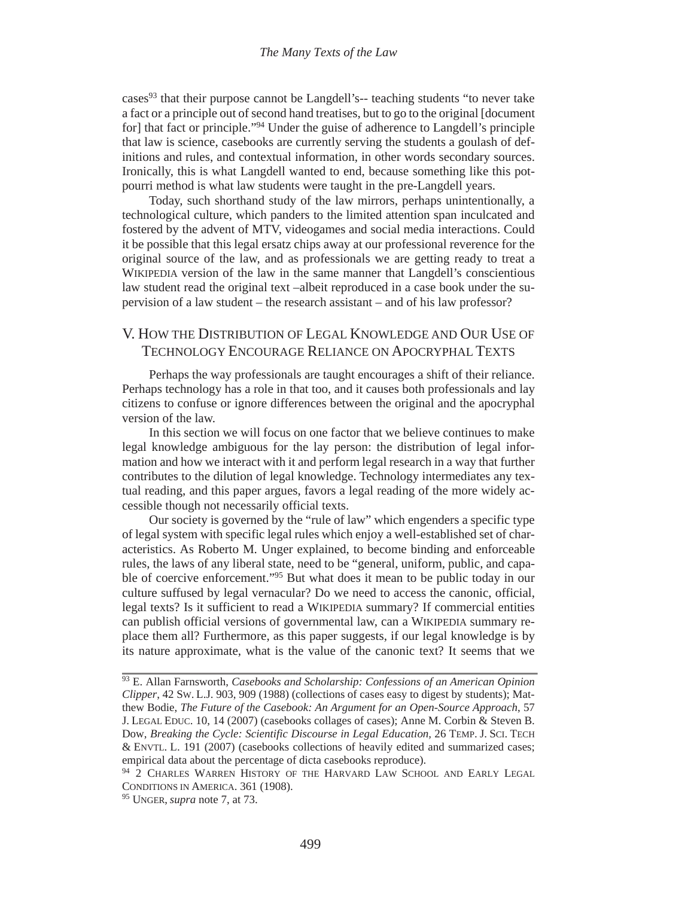cases[93] that their purpose cannot be Langdell's-- teaching students "to never take a fact or a principle out of second hand treatises, but to go to the original [document for] that fact or principle."[94] Under the guise of adherence to Langdell's principle that law is science, casebooks are currently serving the students a goulash of definitions and rules, and contextual information, in other words secondary sources. Ironically, this is what Langdell wanted to end, because something like this potpourri method is what law students were taught in the pre-Langdell years.

Today, such shorthand study of the law mirrors, perhaps unintentionally, a technological culture, which panders to the limited attention span inculcated and fostered by the advent of MTV, videogames and social media interactions. Could it be possible that this legal ersatz chips away at our professional reverence for the original source of the law, and as professionals we are getting ready to treat a WIKIPEDIA version of the law in the same manner that Langdell's conscientious law student read the original text –albeit reproduced in a case book under the supervision of a law student – the research assistant – and of his law professor?

## V. HOW THE DISTRIBUTION OF LEGAL KNOWLEDGE AND OUR USE OF TECHNOLOGY ENCOURAGE RELIANCE ON APOCRYPHAL TEXTS

Perhaps the way professionals are taught encourages a shift of their reliance. Perhaps technology has a role in that too, and it causes both professionals and lay citizens to confuse or ignore differences between the original and the apocryphal version of the law.

In this section we will focus on one factor that we believe continues to make legal knowledge ambiguous for the lay person: the distribution of legal information and how we interact with it and perform legal research in a way that further contributes to the dilution of legal knowledge. Technology intermediates any textual reading, and this paper argues, favors a legal reading of the more widely accessible though not necessarily official texts.

Our society is governed by the "rule of law" which engenders a specific type of legal system with specific legal rules which enjoy a well-established set of characteristics. As Roberto M. Unger explained, to become binding and enforceable rules, the laws of any liberal state, need to be "general, uniform, public, and capable of coercive enforcement."[95] But what does it mean to be public today in our culture suffused by legal vernacular? Do we need to access the canonic, official, legal texts? Is it sufficient to read a WIKIPEDIA summary? If commercial entities can publish official versions of governmental law, can a WIKIPEDIA summary replace them all? Furthermore, as this paper suggests, if our legal knowledge is by its nature approximate, what is the value of the canonic text? It seems that we

---

[93] E. Allan Farnsworth, *Casebooks and Scholarship: Confessions of an American Opinion Clipper*, 42 SW. L.J. 903, 909 (1988) (collections of cases easy to digest by students); Matthew Bodie, *The Future of the Casebook: An Argument for an Open-Source Approach*, 57 J. LEGAL EDUC. 10, 14 (2007) (casebooks collages of cases); Anne M. Corbin & Steven B. Dow, *Breaking the Cycle: Scientific Discourse in Legal Education*, 26 TEMP. J. SCI. TECH & ENVTL. L. 191 (2007) (casebooks collections of heavily edited and summarized cases; empirical data about the percentage of dicta casebooks reproduce).

[94] 2 CHARLES WARREN HISTORY OF THE HARVARD LAW SCHOOL AND EARLY LEGAL CONDITIONS IN AMERICA. 361 (1908).

[95] UNGER, *supra* note 7, at 73.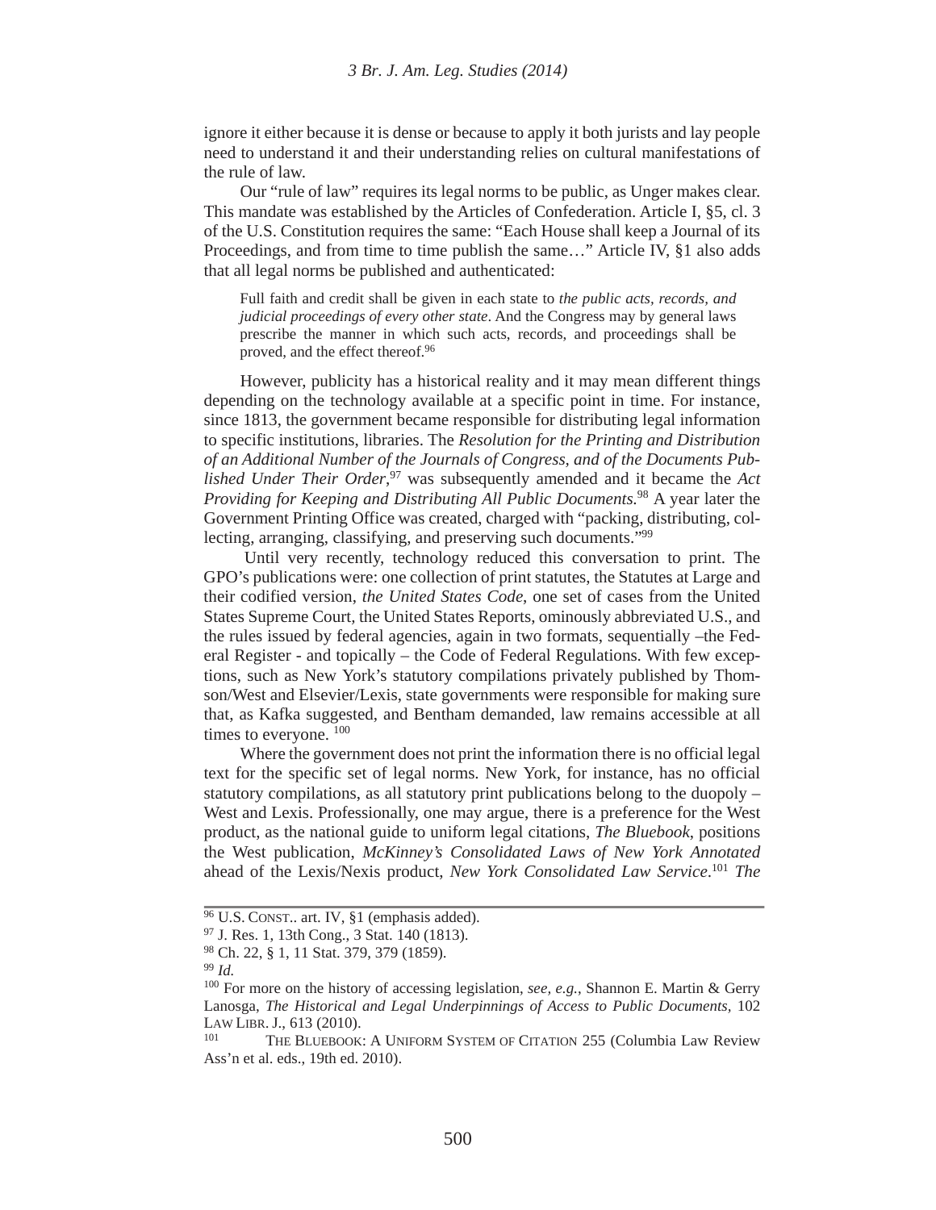ignore it either because it is dense or because to apply it both jurists and lay people need to understand it and their understanding relies on cultural manifestations of the rule of law.

Our "rule of law" requires its legal norms to be public, as Unger makes clear. This mandate was established by the Articles of Confederation. Article I, §5, cl. 3 of the U.S. Constitution requires the same: "Each House shall keep a Journal of its Proceedings, and from time to time publish the same…" Article IV, §1 also adds that all legal norms be published and authenticated:

> Full faith and credit shall be given in each state to *the public acts, records, and judicial proceedings of every other state*. And the Congress may by general laws prescribe the manner in which such acts, records, and proceedings shall be proved, and the effect thereof.[96]

However, publicity has a historical reality and it may mean different things depending on the technology available at a specific point in time. For instance, since 1813, the government became responsible for distributing legal information to specific institutions, libraries. The *Resolution for the Printing and Distribution of an Additional Number of the Journals of Congress, and of the Documents Published Under Their Order*,[97] was subsequently amended and it became the *Act Providing for Keeping and Distributing All Public Documents.*[98] A year later the Government Printing Office was created, charged with "packing, distributing, collecting, arranging, classifying, and preserving such documents."[99]

Until very recently, technology reduced this conversation to print. The GPO's publications were: one collection of print statutes, the Statutes at Large and their codified version, *the United States Code*, one set of cases from the United States Supreme Court, the United States Reports, ominously abbreviated U.S., and the rules issued by federal agencies, again in two formats, sequentially –the Federal Register - and topically – the Code of Federal Regulations. With few exceptions, such as New York's statutory compilations privately published by Thomson/West and Elsevier/Lexis, state governments were responsible for making sure that, as Kafka suggested, and Bentham demanded, law remains accessible at all times to everyone. [100]

Where the government does not print the information there is no official legal text for the specific set of legal norms. New York, for instance, has no official statutory compilations, as all statutory print publications belong to the duopoly – West and Lexis. Professionally, one may argue, there is a preference for the West product, as the national guide to uniform legal citations, *The Bluebook*, positions the West publication, *McKinney's Consolidated Laws of New York Annotated* ahead of the Lexis/Nexis product, *New York Consolidated Law Service*.[101] *The*

---

[96] U.S. CONST.. art. IV, §1 (emphasis added).

[97] J. Res. 1, 13th Cong., 3 Stat. 140 (1813).

[98] Ch. 22, § 1, 11 Stat. 379, 379 (1859).

[99] *Id.*

[100] For more on the history of accessing legislation, *see, e.g.*, Shannon E. Martin & Gerry Lanosga, *The Historical and Legal Underpinnings of Access to Public Documents,* 102 LAW LIBR. J., 613 (2010).

[101] THE BLUEBOOK: A UNIFORM SYSTEM OF CITATION 255 (Columbia Law Review Ass'n et al. eds., 19th ed. 2010).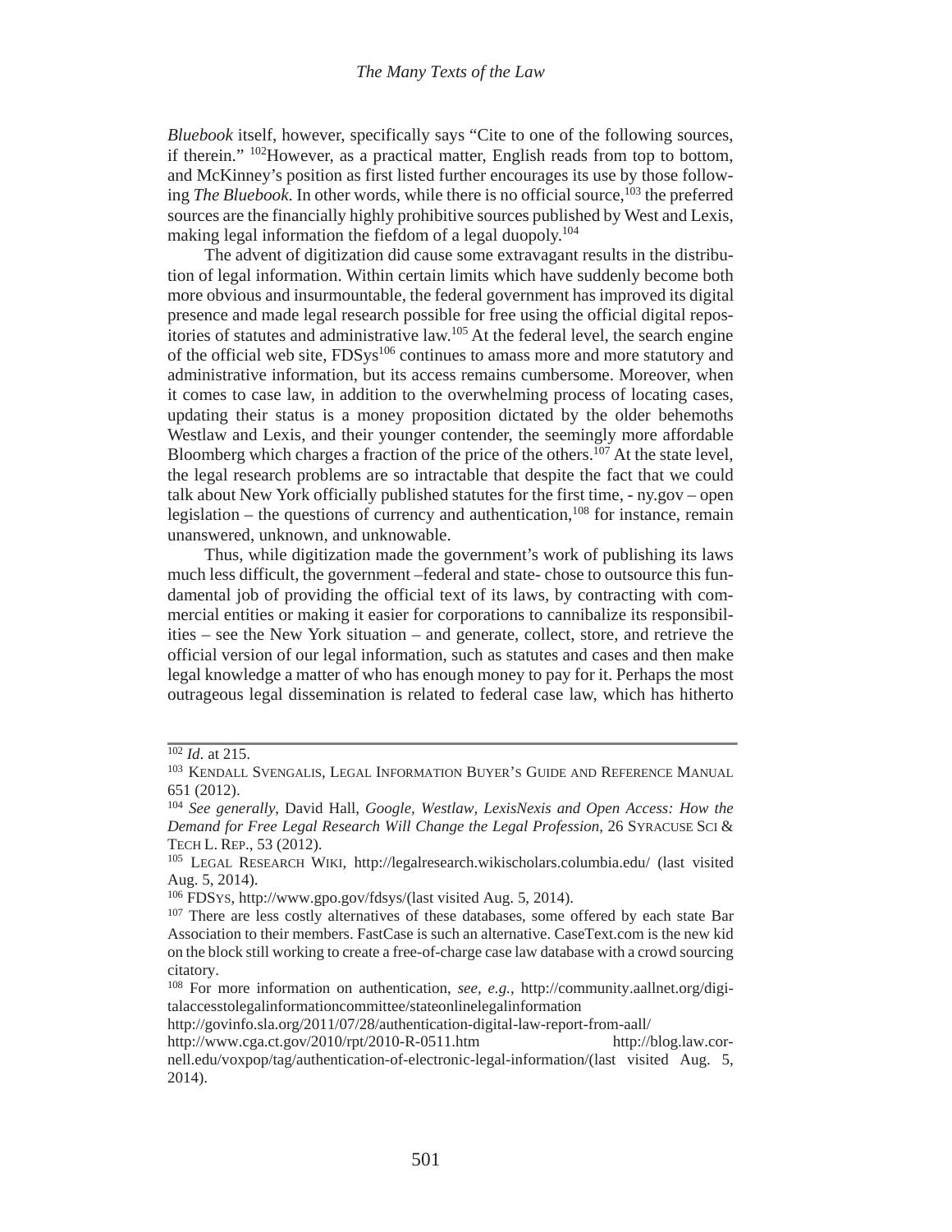*Bluebook* itself, however, specifically says "Cite to one of the following sources, if therein." [102]However, as a practical matter, English reads from top to bottom, and McKinney's position as first listed further encourages its use by those following *The Bluebook*. In other words, while there is no official source,[103] the preferred sources are the financially highly prohibitive sources published by West and Lexis, making legal information the fiefdom of a legal duopoly.[104]

The advent of digitization did cause some extravagant results in the distribution of legal information. Within certain limits which have suddenly become both more obvious and insurmountable, the federal government has improved its digital presence and made legal research possible for free using the official digital repositories of statutes and administrative law.[105] At the federal level, the search engine of the official web site, FDSys[106] continues to amass more and more statutory and administrative information, but its access remains cumbersome. Moreover, when it comes to case law, in addition to the overwhelming process of locating cases, updating their status is a money proposition dictated by the older behemoths Westlaw and Lexis, and their younger contender, the seemingly more affordable Bloomberg which charges a fraction of the price of the others.[107] At the state level, the legal research problems are so intractable that despite the fact that we could talk about New York officially published statutes for the first time, - ny.gov – open legislation – the questions of currency and authentication,[108] for instance, remain unanswered, unknown, and unknowable.

Thus, while digitization made the government's work of publishing its laws much less difficult, the government –federal and state- chose to outsource this fundamental job of providing the official text of its laws, by contracting with commercial entities or making it easier for corporations to cannibalize its responsibilities – see the New York situation – and generate, collect, store, and retrieve the official version of our legal information, such as statutes and cases and then make legal knowledge a matter of who has enough money to pay for it. Perhaps the most outrageous legal dissemination is related to federal case law, which has hitherto

---

[102] *Id*. at 215.

[103] Kendall Svengalis, Legal Information Buyer's Guide and Reference Manual 651 (2012).

[104] *See generally*, David Hall, *Google, Westlaw, LexisNexis and Open Access: How the Demand for Free Legal Research Will Change the Legal Profession,* 26 Syracuse Sci & Tech L. Rep., 53 (2012).

[105] Legal Research Wiki, http://legalresearch.wikischolars.columbia.edu/ (last visited Aug. 5, 2014).

[106] FDSys, http://www.gpo.gov/fdsys/(last visited Aug. 5, 2014).

[107] There are less costly alternatives of these databases, some offered by each state Bar Association to their members. FastCase is such an alternative. CaseText.com is the new kid on the block still working to create a free-of-charge case law database with a crowd sourcing citatory.

[108] For more information on authentication, *see, e.g.*, http://community.aallnet.org/digitalaccesstolegalinformationcommittee/stateonlinelegalinformation http://govinfo.sla.org/2011/07/28/authentication-digital-law-report-from-aall/ http://www.cga.ct.gov/2010/rpt/2010-R-0511.htm http://blog.law.cornell.edu/voxpop/tag/authentication-of-electronic-legal-information/(last visited Aug. 5, 2014).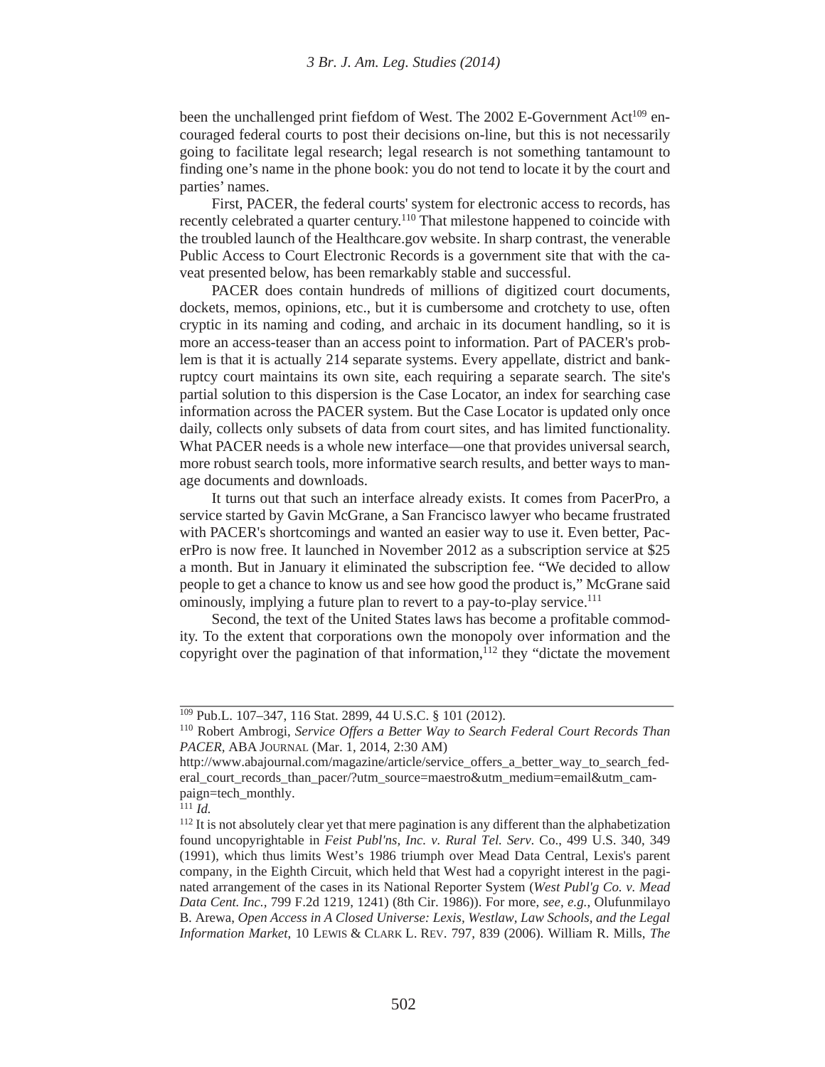been the unchallenged print fiefdom of West. The 2002 E-Government Act[109] encouraged federal courts to post their decisions on-line, but this is not necessarily going to facilitate legal research; legal research is not something tantamount to finding one's name in the phone book: you do not tend to locate it by the court and parties' names.

First, PACER, the federal courts' system for electronic access to records, has recently celebrated a quarter century.[110] That milestone happened to coincide with the troubled launch of the Healthcare.gov website. In sharp contrast, the venerable Public Access to Court Electronic Records is a government site that with the caveat presented below, has been remarkably stable and successful.

PACER does contain hundreds of millions of digitized court documents, dockets, memos, opinions, etc., but it is cumbersome and crotchety to use, often cryptic in its naming and coding, and archaic in its document handling, so it is more an access-teaser than an access point to information. Part of PACER's problem is that it is actually 214 separate systems. Every appellate, district and bankruptcy court maintains its own site, each requiring a separate search. The site's partial solution to this dispersion is the Case Locator, an index for searching case information across the PACER system. But the Case Locator is updated only once daily, collects only subsets of data from court sites, and has limited functionality. What PACER needs is a whole new interface—one that provides universal search, more robust search tools, more informative search results, and better ways to manage documents and downloads.

It turns out that such an interface already exists. It comes from PacerPro, a service started by Gavin McGrane, a San Francisco lawyer who became frustrated with PACER's shortcomings and wanted an easier way to use it. Even better, PacerPro is now free. It launched in November 2012 as a subscription service at $25 a month. But in January it eliminated the subscription fee. "We decided to allow people to get a chance to know us and see how good the product is," McGrane said ominously, implying a future plan to revert to a pay-to-play service.[111]

Second, the text of the United States laws has become a profitable commodity. To the extent that corporations own the monopoly over information and the copyright over the pagination of that information,[112] they "dictate the movement

---

[109] Pub.L. 107–347, 116 Stat. 2899, 44 U.S.C. § 101 (2012).

[110] Robert Ambrogi, *Service Offers a Better Way to Search Federal Court Records Than PACER*, ABA JOURNAL (Mar. 1, 2014, 2:30 AM) http://www.abajournal.com/magazine/article/service_offers_a_better_way_to_search_federal_court_records_than_pacer/?utm_source=maestro&utm_medium=email&utm_campaign=tech_monthly.

[111] *Id.*

[112] It is not absolutely clear yet that mere pagination is any different than the alphabetization found uncopyrightable in *Feist Publ'ns, Inc. v. Rural Tel. Serv.* Co., 499 U.S. 340, 349 (1991), which thus limits West's 1986 triumph over Mead Data Central, Lexis's parent company, in the Eighth Circuit, which held that West had a copyright interest in the paginated arrangement of the cases in its National Reporter System (*West Publ'g Co. v. Mead Data Cent. Inc.*, 799 F.2d 1219, 1241) (8th Cir. 1986)). For more, *see, e.g.*, Olufunmilayo B. Arewa, *Open Access in A Closed Universe: Lexis, Westlaw, Law Schools, and the Legal Information Market*, 10 LEWIS & CLARK L. REV. 797, 839 (2006). William R. Mills, *The*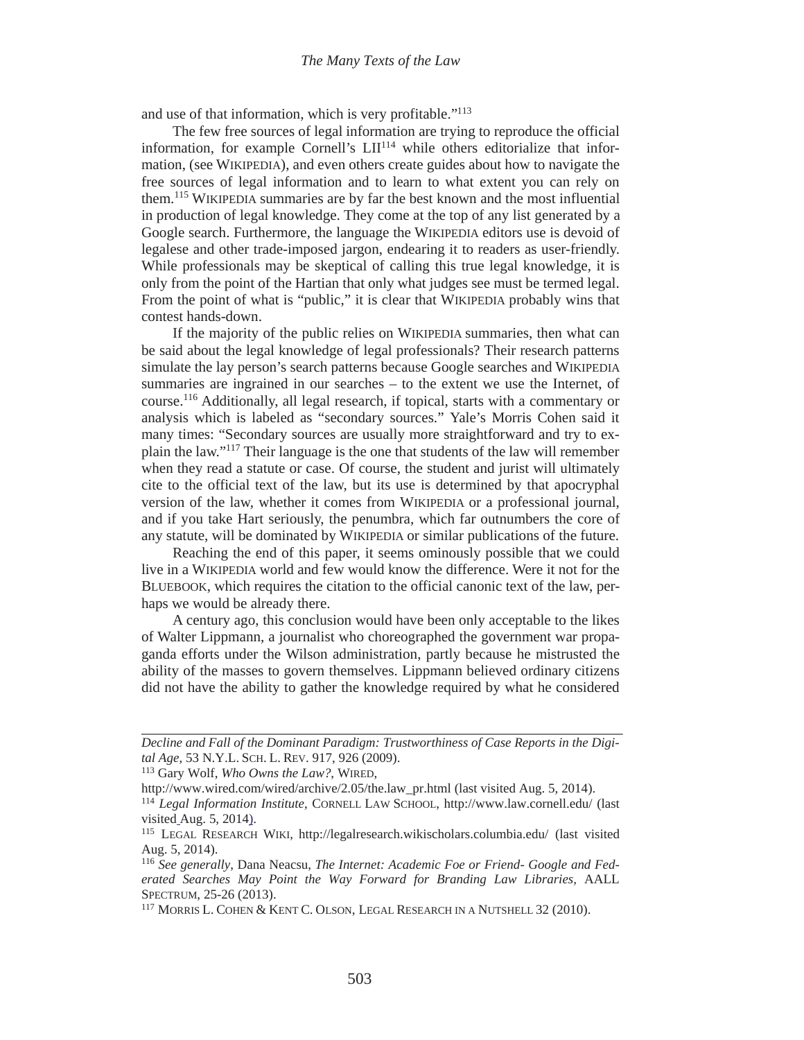and use of that information, which is very profitable."[113]

The few free sources of legal information are trying to reproduce the official information, for example Cornell's LII[114] while others editorialize that information, (see WIKIPEDIA), and even others create guides about how to navigate the free sources of legal information and to learn to what extent you can rely on them.[115] WIKIPEDIA summaries are by far the best known and the most influential in production of legal knowledge. They come at the top of any list generated by a Google search. Furthermore, the language the WIKIPEDIA editors use is devoid of legalese and other trade-imposed jargon, endearing it to readers as user-friendly. While professionals may be skeptical of calling this true legal knowledge, it is only from the point of the Hartian that only what judges see must be termed legal. From the point of what is "public," it is clear that WIKIPEDIA probably wins that contest hands-down.

If the majority of the public relies on WIKIPEDIA summaries, then what can be said about the legal knowledge of legal professionals? Their research patterns simulate the lay person's search patterns because Google searches and WIKIPEDIA summaries are ingrained in our searches – to the extent we use the Internet, of course.[116] Additionally, all legal research, if topical, starts with a commentary or analysis which is labeled as "secondary sources." Yale's Morris Cohen said it many times: "Secondary sources are usually more straightforward and try to explain the law."[117] Their language is the one that students of the law will remember when they read a statute or case. Of course, the student and jurist will ultimately cite to the official text of the law, but its use is determined by that apocryphal version of the law, whether it comes from WIKIPEDIA or a professional journal, and if you take Hart seriously, the penumbra, which far outnumbers the core of any statute, will be dominated by WIKIPEDIA or similar publications of the future.

Reaching the end of this paper, it seems ominously possible that we could live in a WIKIPEDIA world and few would know the difference. Were it not for the BLUEBOOK, which requires the citation to the official canonic text of the law, perhaps we would be already there.

A century ago, this conclusion would have been only acceptable to the likes of Walter Lippmann, a journalist who choreographed the government war propaganda efforts under the Wilson administration, partly because he mistrusted the ability of the masses to govern themselves. Lippmann believed ordinary citizens did not have the ability to gather the knowledge required by what he considered

---

*Decline and Fall of the Dominant Paradigm: Trustworthiness of Case Reports in the Digital Age*, 53 N.Y.L. SCH. L. REV. 917, 926 (2009).

[113] Gary Wolf, *Who Owns the Law?*, WIRED, http://www.wired.com/wired/archive/2.05/the.law_pr.html (last visited Aug. 5, 2014).

[114] *Legal Information Institute*, CORNELL LAW SCHOOL, http://www.law.cornell.edu/ (last visited Aug. 5, 2014).

[115] LEGAL RESEARCH WIKI, http://legalresearch.wikischolars.columbia.edu/ (last visited Aug. 5, 2014).

[116] *See generally*, Dana Neacsu, *The Internet: Academic Foe or Friend- Google and Federated Searches May Point the Way Forward for Branding Law Libraries*, AALL SPECTRUM, 25-26 (2013).

[117] MORRIS L. COHEN & KENT C. OLSON, LEGAL RESEARCH IN A NUTSHELL 32 (2010).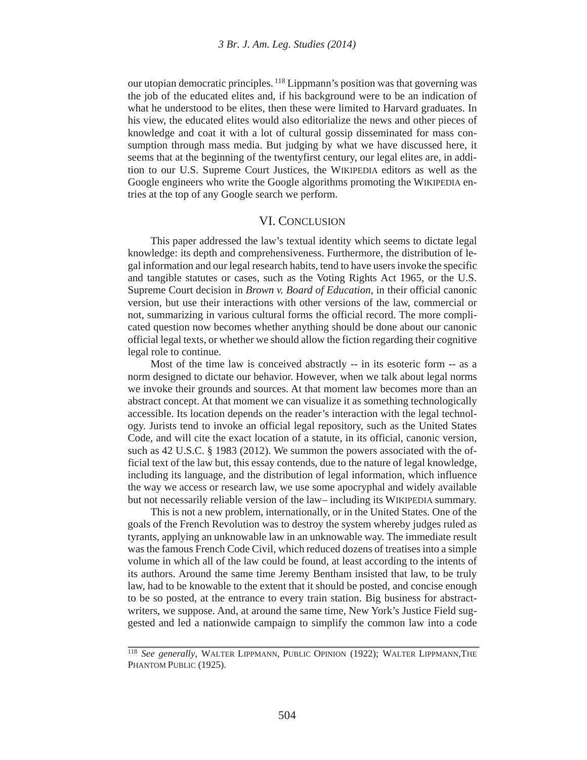our utopian democratic principles.[118] Lippmann's position was that governing was the job of the educated elites and, if his background were to be an indication of what he understood to be elites, then these were limited to Harvard graduates. In his view, the educated elites would also editorialize the news and other pieces of knowledge and coat it with a lot of cultural gossip disseminated for mass consumption through mass media. But judging by what we have discussed here, it seems that at the beginning of the twentyfirst century, our legal elites are, in addition to our U.S. Supreme Court Justices, the WIKIPEDIA editors as well as the Google engineers who write the Google algorithms promoting the WIKIPEDIA entries at the top of any Google search we perform.

## VI. CONCLUSION

This paper addressed the law's textual identity which seems to dictate legal knowledge: its depth and comprehensiveness. Furthermore, the distribution of legal information and our legal research habits, tend to have users invoke the specific and tangible statutes or cases, such as the Voting Rights Act 1965, or the U.S. Supreme Court decision in *Brown v. Board of Education*, in their official canonic version, but use their interactions with other versions of the law, commercial or not, summarizing in various cultural forms the official record. The more complicated question now becomes whether anything should be done about our canonic official legal texts, or whether we should allow the fiction regarding their cognitive legal role to continue.

Most of the time law is conceived abstractly -- in its esoteric form -- as a norm designed to dictate our behavior. However, when we talk about legal norms we invoke their grounds and sources. At that moment law becomes more than an abstract concept. At that moment we can visualize it as something technologically accessible. Its location depends on the reader's interaction with the legal technology. Jurists tend to invoke an official legal repository, such as the United States Code, and will cite the exact location of a statute, in its official, canonic version, such as 42 U.S.C. § 1983 (2012). We summon the powers associated with the official text of the law but, this essay contends, due to the nature of legal knowledge, including its language, and the distribution of legal information, which influence the way we access or research law, we use some apocryphal and widely available but not necessarily reliable version of the law– including its WIKIPEDIA summary.

This is not a new problem, internationally, or in the United States. One of the goals of the French Revolution was to destroy the system whereby judges ruled as tyrants, applying an unknowable law in an unknowable way. The immediate result was the famous French Code Civil, which reduced dozens of treatises into a simple volume in which all of the law could be found, at least according to the intents of its authors. Around the same time Jeremy Bentham insisted that law, to be truly law, had to be knowable to the extent that it should be posted, and concise enough to be so posted, at the entrance to every train station. Big business for abstract-writers, we suppose. And, at around the same time, New York's Justice Field suggested and led a nationwide campaign to simplify the common law into a code

---

[118] *See generally*, WALTER LIPPMANN, PUBLIC OPINION (1922); WALTER LIPPMANN, THE PHANTOM PUBLIC (1925).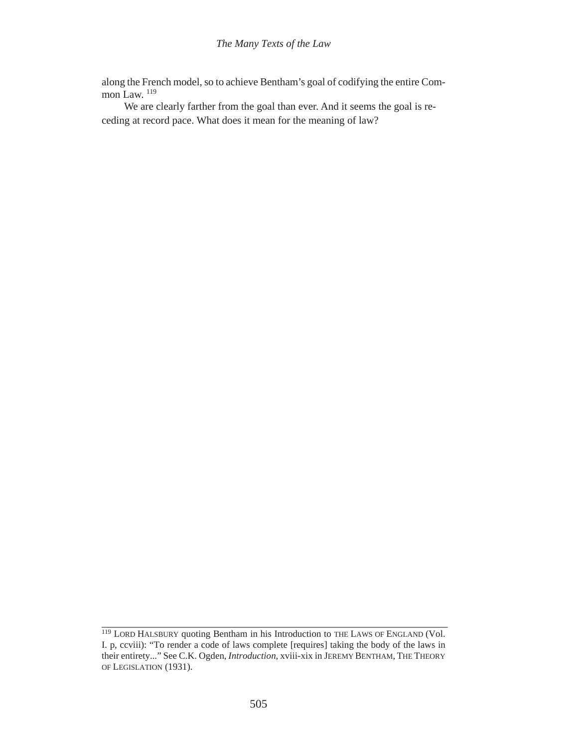along the French model, so to achieve Bentham's goal of codifying the entire Common Law. [119]

We are clearly farther from the goal than ever. And it seems the goal is receding at record pace. What does it mean for the meaning of law?

---

[119] LORD HALSBURY quoting Bentham in his Introduction to THE LAWS OF ENGLAND (Vol. I. p, ccviii): "To render a code of laws complete [requires] taking the body of the laws in their entirety..." See C.K. Ogden, *Introduction*, xviii-xix in JEREMY BENTHAM, THE THEORY OF LEGISLATION (1931).